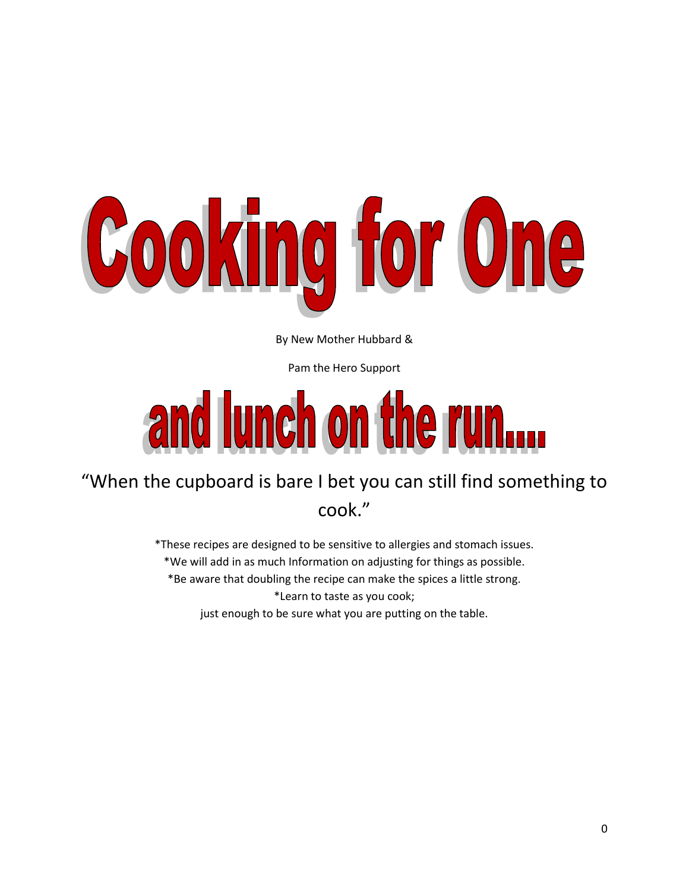# Cooking for One

By New Mother Hubbard &

Pam the Hero Support

# and lunch on the run....

“When the cupboard is bare I bet you can still find something to cook.”

*These recipes are designed to be sensitive to allergies and stomach issues.

*We will add in as much Information on adjusting for things as possible.

*Be aware that doubling the recipe can make the spices a little strong.

*Learn to taste as you cook;

just enough to be sure what you are putting on the table.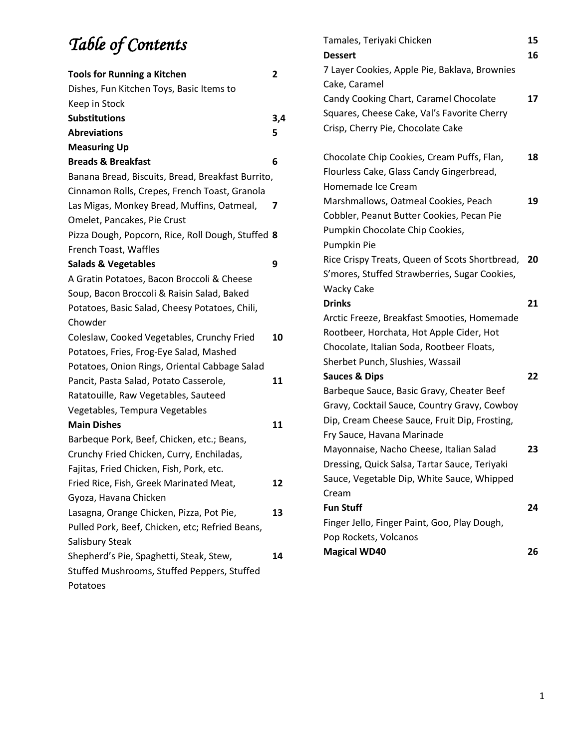# *Table of Contents*

| | |
|---|---|
| **Tools for Running a Kitchen** | **2** |
| Dishes, Fun Kitchen Toys, Basic Items to Keep in Stock | |
| **Substitutions** | **3,4** |
| **Abreviations** | **5** |
| **Measuring Up** | |
| **Breads & Breakfast** | **6** |
| Banana Bread, Biscuits, Bread, Breakfast Burrito, Cinnamon Rolls, Crepes, French Toast, Granola | |
| Las Migas, Monkey Bread, Muffins, Oatmeal, Omelet, Pancakes, Pie Crust | **7** |
| Pizza Dough, Popcorn, Rice, Roll Dough, Stuffed French Toast, Waffles | **8** |
| **Salads & Vegetables** | **9** |
| A Gratin Potatoes, Bacon Broccoli & Cheese Soup, Bacon Broccoli & Raisin Salad, Baked Potatoes, Basic Salad, Cheesy Potatoes, Chili, Chowder | |
| Coleslaw, Cooked Vegetables, Crunchy Fried Potatoes, Fries, Frog-Eye Salad, Mashed Potatoes, Onion Rings, Oriental Cabbage Salad | **10** |
| Pancit, Pasta Salad, Potato Casserole, Ratatouille, Raw Vegetables, Sauteed Vegetables, Tempura Vegetables | **11** |
| **Main Dishes** | **11** |
| Barbeque Pork, Beef, Chicken, etc.; Beans, Crunchy Fried Chicken, Curry, Enchiladas, Fajitas, Fried Chicken, Fish, Pork, etc. | |
| Fried Rice, Fish, Greek Marinated Meat, Gyoza, Havana Chicken | **12** |
| Lasagna, Orange Chicken, Pizza, Pot Pie, Pulled Pork, Beef, Chicken, etc; Refried Beans, Salisbury Steak | **13** |
| Shepherd's Pie, Spaghetti, Steak, Stew, Stuffed Mushrooms, Stuffed Peppers, Stuffed Potatoes | **14** |
| Tamales, Teriyaki Chicken | **15** |
| **Dessert** | **16** |
| 7 Layer Cookies, Apple Pie, Baklava, Brownies Cake, Caramel | |
| Candy Cooking Chart, Caramel Chocolate Squares, Cheese Cake, Val's Favorite Cherry Crisp, Cherry Pie, Chocolate Cake | **17** |
| Chocolate Chip Cookies, Cream Puffs, Flan, Flourless Cake, Glass Candy Gingerbread, Homemade Ice Cream | **18** |
| Marshmallows, Oatmeal Cookies, Peach Cobbler, Peanut Butter Cookies, Pecan Pie Pumpkin Chocolate Chip Cookies, Pumpkin Pie | **19** |
| Rice Crispy Treats, Queen of Scots Shortbread, S'mores, Stuffed Strawberries, Sugar Cookies, Wacky Cake | **20** |
| **Drinks** | **21** |
| Arctic Freeze, Breakfast Smooties, Homemade Rootbeer, Horchata, Hot Apple Cider, Hot Chocolate, Italian Soda, Rootbeer Floats, Sherbet Punch, Slushies, Wassail | |
| **Sauces & Dips** | **22** |
| Barbeque Sauce, Basic Gravy, Cheater Beef Gravy, Cocktail Sauce, Country Gravy, Cowboy Dip, Cream Cheese Sauce, Fruit Dip, Frosting, Fry Sauce, Havana Marinade | |
| Mayonnaise, Nacho Cheese, Italian Salad Dressing, Quick Salsa, Tartar Sauce, Teriyaki Sauce, Vegetable Dip, White Sauce, Whipped Cream | **23** |
| **Fun Stuff** | **24** |
| Finger Jello, Finger Paint, Goo, Play Dough, Pop Rockets, Volcanos | |
| **Magical WD40** | **26** |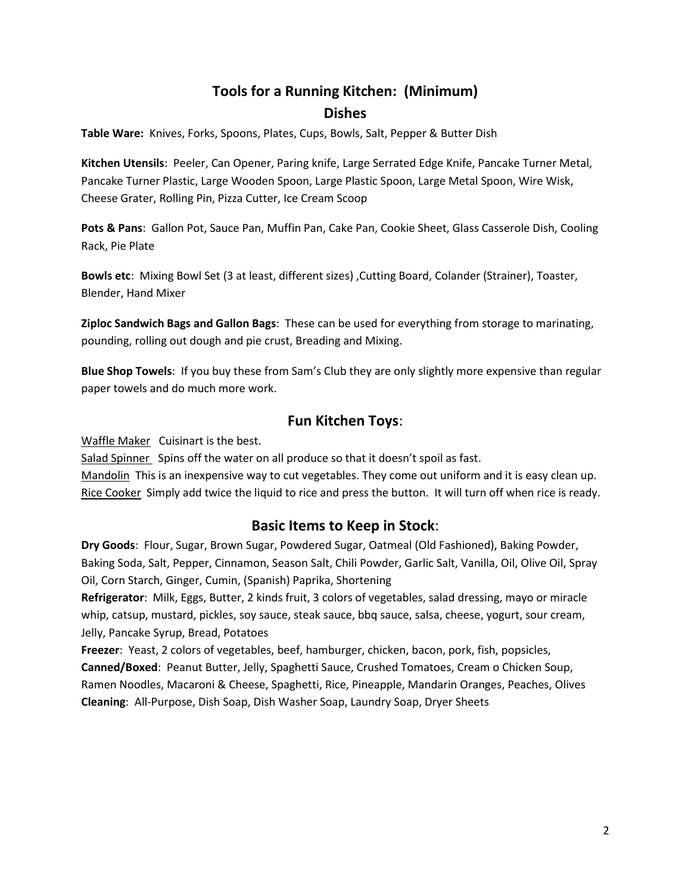## Tools for a Running Kitchen: (Minimum)

### Dishes

**Table Ware:** Knives, Forks, Spoons, Plates, Cups, Bowls, Salt, Pepper & Butter Dish

**Kitchen Utensils**: Peeler, Can Opener, Paring knife, Large Serrated Edge Knife, Pancake Turner Metal, Pancake Turner Plastic, Large Wooden Spoon, Large Plastic Spoon, Large Metal Spoon, Wire Wisk, Cheese Grater, Rolling Pin, Pizza Cutter, Ice Cream Scoop

**Pots & Pans**: Gallon Pot, Sauce Pan, Muffin Pan, Cake Pan, Cookie Sheet, Glass Casserole Dish, Cooling Rack, Pie Plate

**Bowls etc**: Mixing Bowl Set (3 at least, different sizes) ,Cutting Board, Colander (Strainer), Toaster, Blender, Hand Mixer

**Ziploc Sandwich Bags and Gallon Bags**: These can be used for everything from storage to marinating, pounding, rolling out dough and pie crust, Breading and Mixing.

**Blue Shop Towels**: If you buy these from Sam's Club they are only slightly more expensive than regular paper towels and do much more work.

### Fun Kitchen Toys:

Waffle Maker Cuisinart is the best.
Salad Spinner Spins off the water on all produce so that it doesn't spoil as fast.
Mandolin This is an inexpensive way to cut vegetables. They come out uniform and it is easy clean up.
Rice Cooker Simply add twice the liquid to rice and press the button. It will turn off when rice is ready.

### Basic Items to Keep in Stock:

**Dry Goods**: Flour, Sugar, Brown Sugar, Powdered Sugar, Oatmeal (Old Fashioned), Baking Powder, Baking Soda, Salt, Pepper, Cinnamon, Season Salt, Chili Powder, Garlic Salt, Vanilla, Oil, Olive Oil, Spray Oil, Corn Starch, Ginger, Cumin, (Spanish) Paprika, Shortening
**Refrigerator**: Milk, Eggs, Butter, 2 kinds fruit, 3 colors of vegetables, salad dressing, mayo or miracle whip, catsup, mustard, pickles, soy sauce, steak sauce, bbq sauce, salsa, cheese, yogurt, sour cream, Jelly, Pancake Syrup, Bread, Potatoes
**Freezer**: Yeast, 2 colors of vegetables, beef, hamburger, chicken, bacon, pork, fish, popsicles,
**Canned/Boxed**: Peanut Butter, Jelly, Spaghetti Sauce, Crushed Tomatoes, Cream o Chicken Soup, Ramen Noodles, Macaroni & Cheese, Spaghetti, Rice, Pineapple, Mandarin Oranges, Peaches, Olives
**Cleaning**: All-Purpose, Dish Soap, Dish Washer Soap, Laundry Soap, Dryer Sheets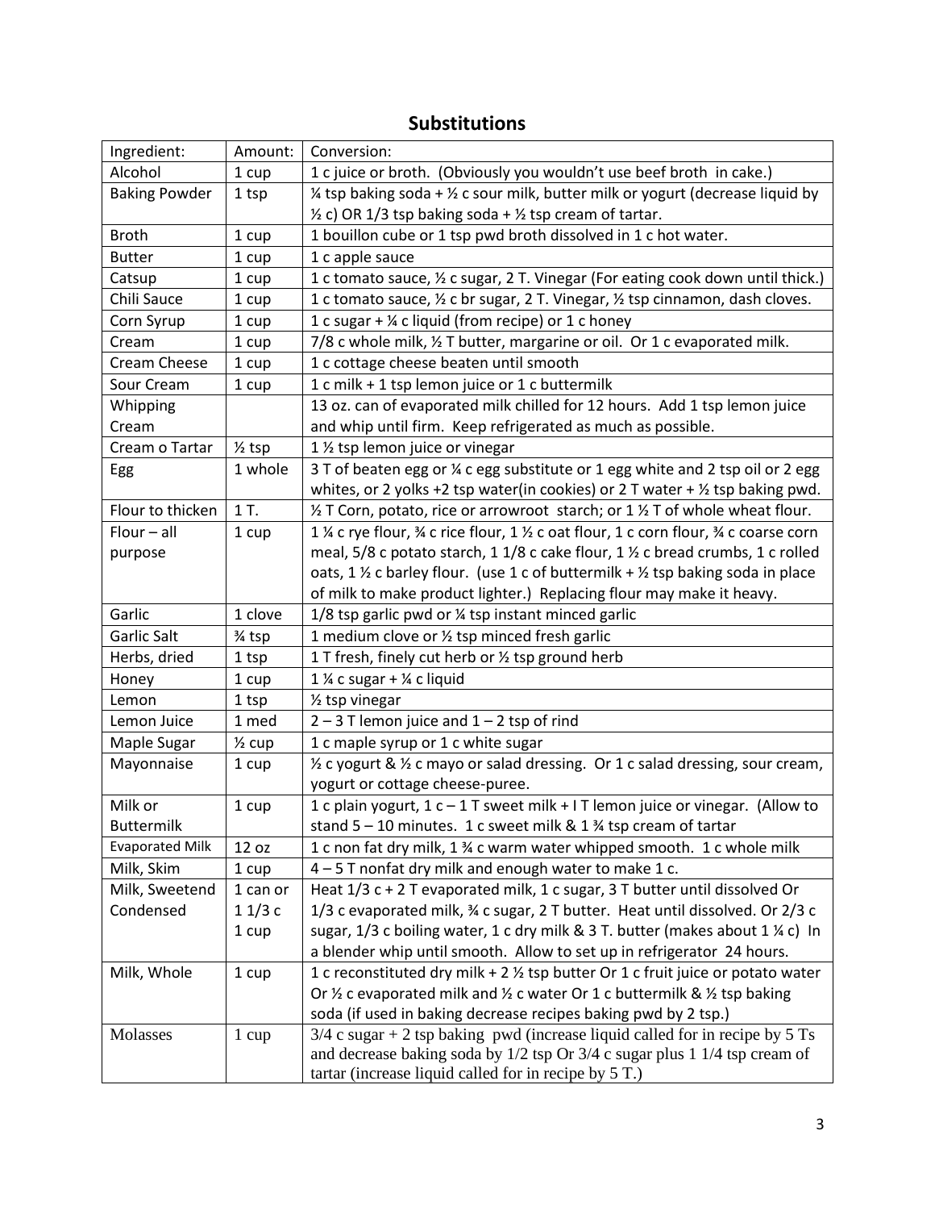## Substitutions

| Ingredient: | Amount: | Conversion: |
|---|---|---|
| Alcohol | 1 cup | 1 c juice or broth. (Obviously you wouldn't use beef broth in cake.) |
| Baking Powder | 1 tsp | ¼ tsp baking soda + ½ c sour milk, butter milk or yogurt (decrease liquid by ½ c) OR 1/3 tsp baking soda + ½ tsp cream of tartar. |
| Broth | 1 cup | 1 bouillon cube or 1 tsp pwd broth dissolved in 1 c hot water. |
| Butter | 1 cup | 1 c apple sauce |
| Catsup | 1 cup | 1 c tomato sauce, ½ c sugar, 2 T. Vinegar (For eating cook down until thick.) |
| Chili Sauce | 1 cup | 1 c tomato sauce, ½ c br sugar, 2 T. Vinegar, ½ tsp cinnamon, dash cloves. |
| Corn Syrup | 1 cup | 1 c sugar + ¼ c liquid (from recipe) or 1 c honey |
| Cream | 1 cup | 7/8 c whole milk, ½ T butter, margarine or oil. Or 1 c evaporated milk. |
| Cream Cheese | 1 cup | 1 c cottage cheese beaten until smooth |
| Sour Cream | 1 cup | 1 c milk + 1 tsp lemon juice or 1 c buttermilk |
| Whipping Cream | | 13 oz. can of evaporated milk chilled for 12 hours. Add 1 tsp lemon juice and whip until firm. Keep refrigerated as much as possible. |
| Cream o Tartar | ½ tsp | 1 ½ tsp lemon juice or vinegar |
| Egg | 1 whole | 3 T of beaten egg or ¼ c egg substitute or 1 egg white and 2 tsp oil or 2 egg whites, or 2 yolks +2 tsp water(in cookies) or 2 T water + ½ tsp baking pwd. |
| Flour to thicken | 1 T. | ½ T Corn, potato, rice or arrowroot starch; or 1 ½ T of whole wheat flour. |
| Flour – all purpose | 1 cup | 1 ¼ c rye flour, ¾ c rice flour, 1 ½ c oat flour, 1 c corn flour, ¾ c coarse corn meal, 5/8 c potato starch, 1 1/8 c cake flour, 1 ½ c bread crumbs, 1 c rolled oats, 1 ½ c barley flour. (use 1 c of buttermilk + ½ tsp baking soda in place of milk to make product lighter.) Replacing flour may make it heavy. |
| Garlic | 1 clove | 1/8 tsp garlic pwd or ¼ tsp instant minced garlic |
| Garlic Salt | ¾ tsp | 1 medium clove or ½ tsp minced fresh garlic |
| Herbs, dried | 1 tsp | 1 T fresh, finely cut herb or ½ tsp ground herb |
| Honey | 1 cup | 1 ¼ c sugar + ¼ c liquid |
| Lemon | 1 tsp | ½ tsp vinegar |
| Lemon Juice | 1 med | 2 – 3 T lemon juice and 1 – 2 tsp of rind |
| Maple Sugar | ½ cup | 1 c maple syrup or 1 c white sugar |
| Mayonnaise | 1 cup | ½ c yogurt & ½ c mayo or salad dressing. Or 1 c salad dressing, sour cream, yogurt or cottage cheese-puree. |
| Milk or Buttermilk | 1 cup | 1 c plain yogurt, 1 c – 1 T sweet milk + I T lemon juice or vinegar. (Allow to stand 5 – 10 minutes. 1 c sweet milk & 1 ¾ tsp cream of tartar |
| Evaporated Milk | 12 oz | 1 c non fat dry milk, 1 ¾ c warm water whipped smooth. 1 c whole milk |
| Milk, Skim | 1 cup | 4 – 5 T nonfat dry milk and enough water to make 1 c. |
| Milk, Sweetend Condensed | 1 can or 1 1/3 c 1 cup | Heat 1/3 c + 2 T evaporated milk, 1 c sugar, 3 T butter until dissolved Or 1/3 c evaporated milk, ¾ c sugar, 2 T butter. Heat until dissolved. Or 2/3 c sugar, 1/3 c boiling water, 1 c dry milk & 3 T. butter (makes about 1 ¼ c) In a blender whip until smooth. Allow to set up in refrigerator 24 hours. |
| Milk, Whole | 1 cup | 1 c reconstituted dry milk + 2 ½ tsp butter Or 1 c fruit juice or potato water Or ½ c evaporated milk and ½ c water Or 1 c buttermilk & ½ tsp baking soda (if used in baking decrease recipes baking pwd by 2 tsp.) |
| Molasses | 1 cup | 3/4 c sugar + 2 tsp baking pwd (increase liquid called for in recipe by 5 Ts and decrease baking soda by 1/2 tsp Or 3/4 c sugar plus 1 1/4 tsp cream of tartar (increase liquid called for in recipe by 5 T.) |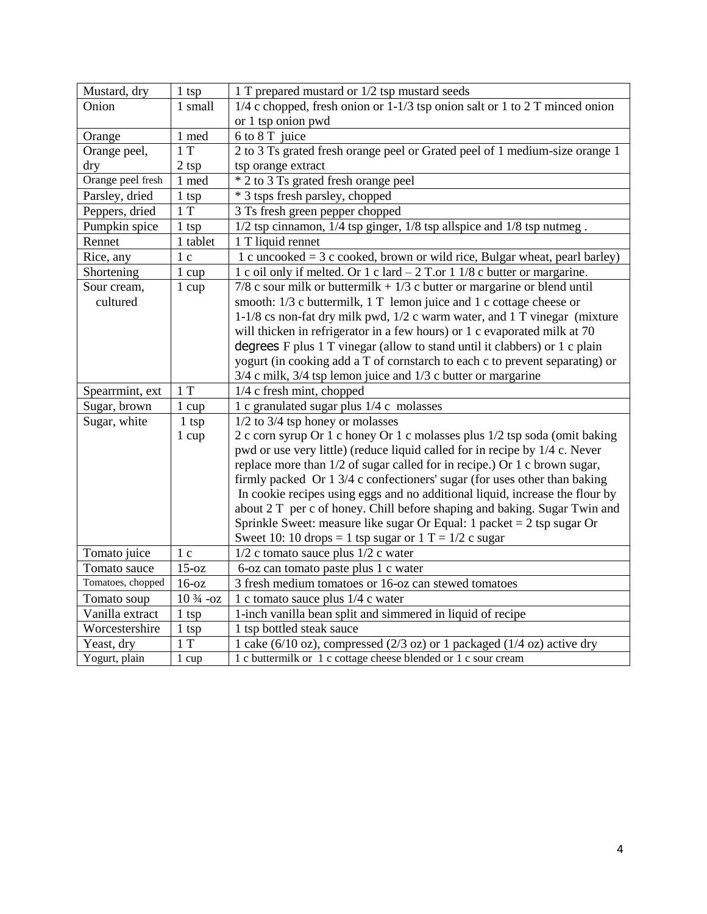| Mustard, dry | 1 tsp | 1 T prepared mustard or 1/2 tsp mustard seeds |
|---|---|---|
| Onion | 1 small | 1/4 c chopped, fresh onion or 1-1/3 tsp onion salt or 1 to 2 T minced onion or 1 tsp onion pwd |
| Orange | 1 med | 6 to 8 T juice |
| Orange peel, dry | 1 T<br>2 tsp | 2 to 3 Ts grated fresh orange peel or Grated peel of 1 medium-size orange 1 tsp orange extract |
| Orange peel fresh | 1 med | * 2 to 3 Ts grated fresh orange peel |
| Parsley, dried | 1 tsp | * 3 tsps fresh parsley, chopped |
| Peppers, dried | 1 T | 3 Ts fresh green pepper chopped |
| Pumpkin spice | 1 tsp | 1/2 tsp cinnamon, 1/4 tsp ginger, 1/8 tsp allspice and 1/8 tsp nutmeg . |
| Rennet | 1 tablet | 1 T liquid rennet |
| Rice, any | 1 c | 1 c uncooked = 3 c cooked, brown or wild rice, Bulgar wheat, pearl barley) |
| Shortening | 1 cup | 1 c oil only if melted. Or 1 c lard – 2 T.or 1 1/8 c butter or margarine. |
| Sour cream, cultured | 1 cup | 7/8 c sour milk or buttermilk + 1/3 c butter or margarine or blend until smooth: 1/3 c buttermilk, 1 T lemon juice and 1 c cottage cheese or 1-1/8 cs non-fat dry milk pwd, 1/2 c warm water, and 1 T vinegar (mixture will thicken in refrigerator in a few hours) or 1 c evaporated milk at 70 degrees F plus 1 T vinegar (allow to stand until it clabbers) or 1 c plain yogurt (in cooking add a T of cornstarch to each c to prevent separating) or 3/4 c milk, 3/4 tsp lemon juice and 1/3 c butter or margarine |
| Spearrmint, ext | 1 T | 1/4 c fresh mint, chopped |
| Sugar, brown | 1 cup | 1 c granulated sugar plus 1/4 c molasses |
| Sugar, white | 1 tsp<br>1 cup | 1/2 to 3/4 tsp honey or molasses<br>2 c corn syrup Or 1 c honey Or 1 c molasses plus 1/2 tsp soda (omit baking pwd or use very little) (reduce liquid called for in recipe by 1/4 c. Never replace more than 1/2 of sugar called for in recipe.) Or 1 c brown sugar, firmly packed Or 1 3/4 c confectioners' sugar (for uses other than baking In cookie recipes using eggs and no additional liquid, increase the flour by about 2 T per c of honey. Chill before shaping and baking. Sugar Twin and Sprinkle Sweet: measure like sugar Or Equal: 1 packet = 2 tsp sugar Or Sweet 10: 10 drops = 1 tsp sugar or 1 T = 1/2 c sugar |
| Tomato juice | 1 c | 1/2 c tomato sauce plus 1/2 c water |
| Tomato sauce | 15-oz | 6-oz can tomato paste plus 1 c water |
| Tomatoes, chopped | 16-oz | 3 fresh medium tomatoes or 16-oz can stewed tomatoes |
| Tomato soup | 10 ¾ -oz | 1 c tomato sauce plus 1/4 c water |
| Vanilla extract | 1 tsp | 1-inch vanilla bean split and simmered in liquid of recipe |
| Worcestershire | 1 tsp | 1 tsp bottled steak sauce |
| Yeast, dry | 1 T | 1 cake (6/10 oz), compressed (2/3 oz) or 1 packaged (1/4 oz) active dry |
| Yogurt, plain | 1 cup | 1 c buttermilk or 1 c cottage cheese blended or 1 c sour cream |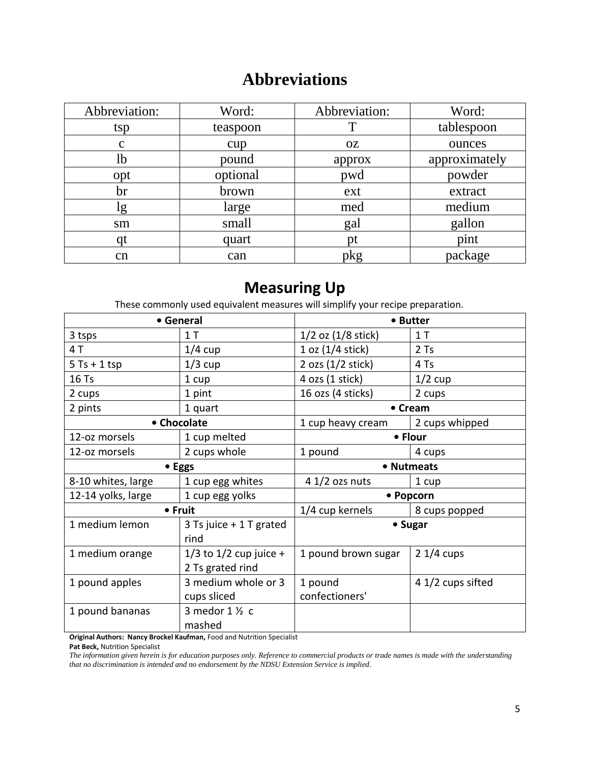# Abbreviations

| Abbreviation: | Word: | Abbreviation: | Word: |
|---|---|---|---|
| tsp | teaspoon | T | tablespoon |
| c | cup | oz | ounces |
| lb | pound | approx | approximately |
| opt | optional | pwd | powder |
| br | brown | ext | extract |
| lg | large | med | medium |
| sm | small | gal | gallon |
| qt | quart | pt | pint |
| cn | can | pkg | package |

# Measuring Up

These commonly used equivalent measures will simplify your recipe preparation.

| **• General** | | **• Butter** | |
|---|---|---|---|
| 3 tsps | 1 T | 1/2 oz (1/8 stick) | 1 T |
| 4 T | 1/4 cup | 1 oz (1/4 stick) | 2 Ts |
| 5 Ts + 1 tsp | 1/3 cup | 2 ozs (1/2 stick) | 4 Ts |
| 16 Ts | 1 cup | 4 ozs (1 stick) | 1/2 cup |
| 2 cups | 1 pint | 16 ozs (4 sticks) | 2 cups |
| 2 pints | 1 quart | **• Cream** | |
| **• Chocolate** | | 1 cup heavy cream | 2 cups whipped |
| 12-oz morsels | 1 cup melted | **• Flour** | |
| 12-oz morsels | 2 cups whole | 1 pound | 4 cups |
| **• Eggs** | | **• Nutmeats** | |
| 8-10 whites, large | 1 cup egg whites | 4 1/2 ozs nuts | 1 cup |
| 12-14 yolks, large | 1 cup egg yolks | **• Popcorn** | |
| **• Fruit** | | 1/4 cup kernels | 8 cups popped |
| 1 medium lemon | 3 Ts juice + 1 T grated rind | **• Sugar** | |
| 1 medium orange | 1/3 to 1/2 cup juice + 2 Ts grated rind | 1 pound brown sugar | 2 1/4 cups |
| 1 pound apples | 3 medium whole or 3 cups sliced | 1 pound confectioners' | 4 1/2 cups sifted |
| 1 pound bananas | 3 medor 1 ½ c mashed | | |

**Original Authors: Nancy Brockel Kaufman,** Food and Nutrition Specialist
**Pat Beck,** Nutrition Specialist

*The information given herein is for education purposes only. Reference to commercial products or trade names is made with the understanding that no discrimination is intended and no endorsement by the NDSU Extension Service is implied.*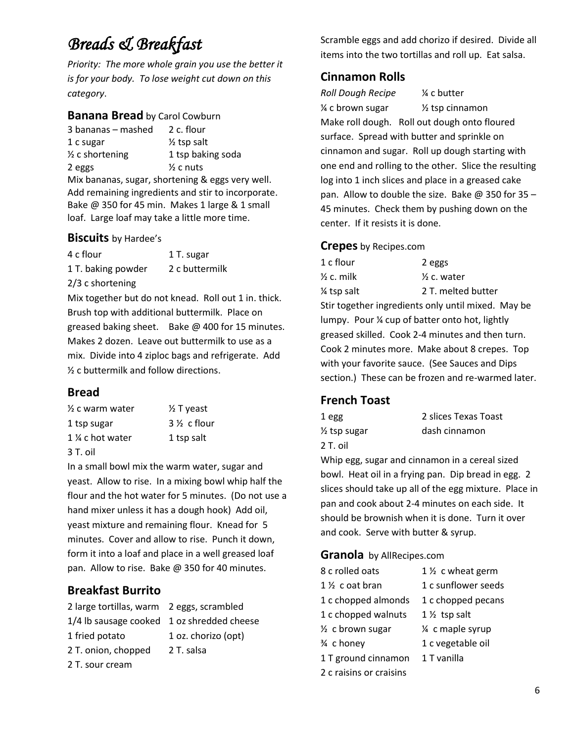# *Breads & Breakfast*

*Priority: The more whole grain you use the better it is for your body. To lose weight cut down on this category*.

### Banana Bread by Carol Cowburn

3 bananas – mashed
2 c. flour
1 c sugar
½ tsp salt
½ c shortening
1 tsp baking soda
2 eggs
½ c nuts

Mix bananas, sugar, shortening & eggs very well. Add remaining ingredients and stir to incorporate. Bake @ 350 for 45 min. Makes 1 large & 1 small loaf. Large loaf may take a little more time.

### Biscuits by Hardee's

4 c flour
1 T. sugar
1 T. baking powder
2 c buttermilk
2/3 c shortening

Mix together but do not knead. Roll out 1 in. thick. Brush top with additional buttermilk. Place on greased baking sheet. Bake @ 400 for 15 minutes. Makes 2 dozen. Leave out buttermilk to use as a mix. Divide into 4 ziploc bags and refrigerate. Add ½ c buttermilk and follow directions.

## Bread

½ c warm water
½ T yeast
1 tsp sugar
3 ½ c flour
1 ¼ c hot water
1 tsp salt
3 T. oil

In a small bowl mix the warm water, sugar and yeast. Allow to rise. In a mixing bowl whip half the flour and the hot water for 5 minutes. (Do not use a hand mixer unless it has a dough hook) Add oil, yeast mixture and remaining flour. Knead for 5 minutes. Cover and allow to rise. Punch it down, form it into a loaf and place in a well greased loaf pan. Allow to rise. Bake @ 350 for 40 minutes.

## Breakfast Burrito

2 large tortillas, warm
2 eggs, scrambled
1/4 lb sausage cooked
1 oz shredded cheese
1 fried potato
1 oz. chorizo (opt)
2 T. onion, chopped
2 T. salsa
2 T. sour cream

Scramble eggs and add chorizo if desired. Divide all items into the two tortillas and roll up. Eat salsa.

## Cinnamon Rolls

*Roll Dough Recipe*
¼ c butter
¼ c brown sugar
½ tsp cinnamon

Make roll dough. Roll out dough onto floured surface. Spread with butter and sprinkle on cinnamon and sugar. Roll up dough starting with one end and rolling to the other. Slice the resulting log into 1 inch slices and place in a greased cake pan. Allow to double the size. Bake @ 350 for 35 – 45 minutes. Check them by pushing down on the center. If it resists it is done.

### Crepes by Recipes.com

1 c flour
2 eggs
½ c. milk
½ c. water
¼ tsp salt
2 T. melted butter

Stir together ingredients only until mixed. May be lumpy. Pour ¼ cup of batter onto hot, lightly greased skilled. Cook 2-4 minutes and then turn. Cook 2 minutes more. Make about 8 crepes. Top with your favorite sauce. (See Sauces and Dips section.) These can be frozen and re-warmed later.

## French Toast

1 egg
2 slices Texas Toast
½ tsp sugar
dash cinnamon
2 T. oil

Whip egg, sugar and cinnamon in a cereal sized bowl. Heat oil in a frying pan. Dip bread in egg. 2 slices should take up all of the egg mixture. Place in pan and cook about 2-4 minutes on each side. It should be brownish when it is done. Turn it over and cook. Serve with butter & syrup.

### Granola by AllRecipes.com

8 c rolled oats
1 ½ c wheat germ
1 ½ c oat bran
1 c sunflower seeds
1 c chopped almonds
1 c chopped pecans
1 c chopped walnuts
1 ½ tsp salt
½ c brown sugar
¼ c maple syrup
¾ c honey
1 c vegetable oil
1 T ground cinnamon
1 T vanilla
2 c raisins or craisins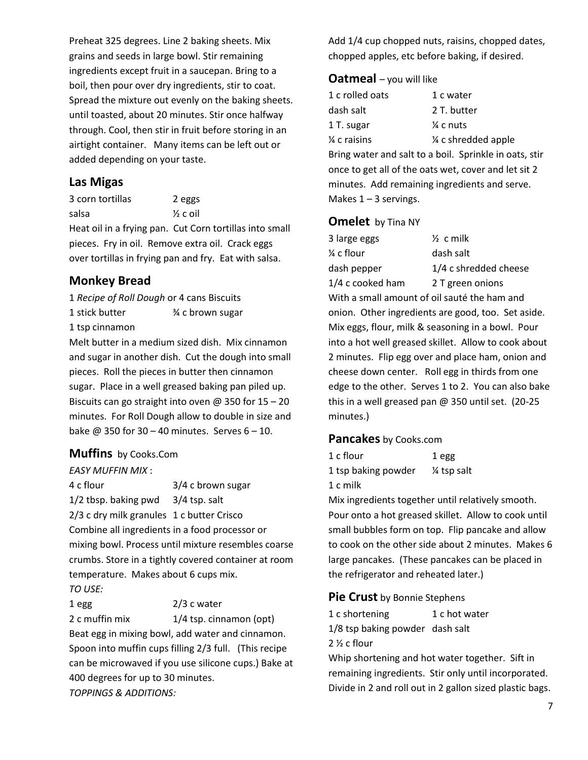Preheat 325 degrees. Line 2 baking sheets. Mix grains and seeds in large bowl. Stir remaining ingredients except fruit in a saucepan. Bring to a boil, then pour over dry ingredients, stir to coat. Spread the mixture out evenly on the baking sheets. until toasted, about 20 minutes. Stir once halfway through. Cool, then stir in fruit before storing in an airtight container. Many items can be left out or added depending on your taste.

## Las Migas

| | |
|---|---|
| 3 corn tortillas | 2 eggs |
| salsa | ½ c oil |

Heat oil in a frying pan. Cut Corn tortillas into small pieces. Fry in oil. Remove extra oil. Crack eggs over tortillas in frying pan and fry. Eat with salsa.

## Monkey Bread

1 *Recipe of Roll Dough* or 4 cans Biscuits

| | |
|---|---|
| 1 stick butter | ¾ c brown sugar |
| 1 tsp cinnamon | |

Melt butter in a medium sized dish. Mix cinnamon and sugar in another dish. Cut the dough into small pieces. Roll the pieces in butter then cinnamon sugar. Place in a well greased baking pan piled up. Biscuits can go straight into oven @ 350 for 15 – 20 minutes. For Roll Dough allow to double in size and bake @ 350 for 30 – 40 minutes. Serves 6 – 10.

## Muffins by Cooks.Com

*EASY MUFFIN MIX* :

| | |
|---|---|
| 4 c flour | 3/4 c brown sugar |
| 1/2 tbsp. baking pwd | 3/4 tsp. salt |
| 2/3 c dry milk granules | 1 c butter Crisco |

Combine all ingredients in a food processor or mixing bowl. Process until mixture resembles coarse crumbs. Store in a tightly covered container at room temperature. Makes about 6 cups mix.

*TO USE:*

| | |
|---|---|
| 1 egg | 2/3 c water |
| 2 c muffin mix | 1/4 tsp. cinnamon (opt) |

Beat egg in mixing bowl, add water and cinnamon. Spoon into muffin cups filling 2/3 full. (This recipe can be microwaved if you use silicone cups.) Bake at 400 degrees for up to 30 minutes.

*TOPPINGS & ADDITIONS:*

Add 1/4 cup chopped nuts, raisins, chopped dates, chopped apples, etc before baking, if desired.

## Oatmeal – you will like

| | |
|---|---|
| 1 c rolled oats | 1 c water |
| dash salt | 2 T. butter |
| 1 T. sugar | ¼ c nuts |
| ¼ c raisins | ¼ c shredded apple |

Bring water and salt to a boil. Sprinkle in oats, stir once to get all of the oats wet, cover and let sit 2 minutes. Add remaining ingredients and serve. Makes 1 – 3 servings.

## Omelet by Tina NY

| | |
|---|---|
| 3 large eggs | ½ c milk |
| ¼ c flour | dash salt |
| dash pepper | 1/4 c shredded cheese |
| 1/4 c cooked ham | 2 T green onions |

With a small amount of oil sauté the ham and onion. Other ingredients are good, too. Set aside. Mix eggs, flour, milk & seasoning in a bowl. Pour into a hot well greased skillet. Allow to cook about 2 minutes. Flip egg over and place ham, onion and cheese down center. Roll egg in thirds from one edge to the other. Serves 1 to 2. You can also bake this in a well greased pan @ 350 until set. (20-25 minutes.)

## Pancakes by Cooks.com

| | |
|---|---|
| 1 c flour | 1 egg |
| 1 tsp baking powder | ¼ tsp salt |
| 1 c milk | |

Mix ingredients together until relatively smooth. Pour onto a hot greased skillet. Allow to cook until small bubbles form on top. Flip pancake and allow to cook on the other side about 2 minutes. Makes 6 large pancakes. (These pancakes can be placed in the refrigerator and reheated later.)

## Pie Crust by Bonnie Stephens

| | |
|---|---|
| 1 c shortening | 1 c hot water |
| 1/8 tsp baking powder | dash salt |
| 2 ½ c flour | |

Whip shortening and hot water together. Sift in remaining ingredients. Stir only until incorporated. Divide in 2 and roll out in 2 gallon sized plastic bags.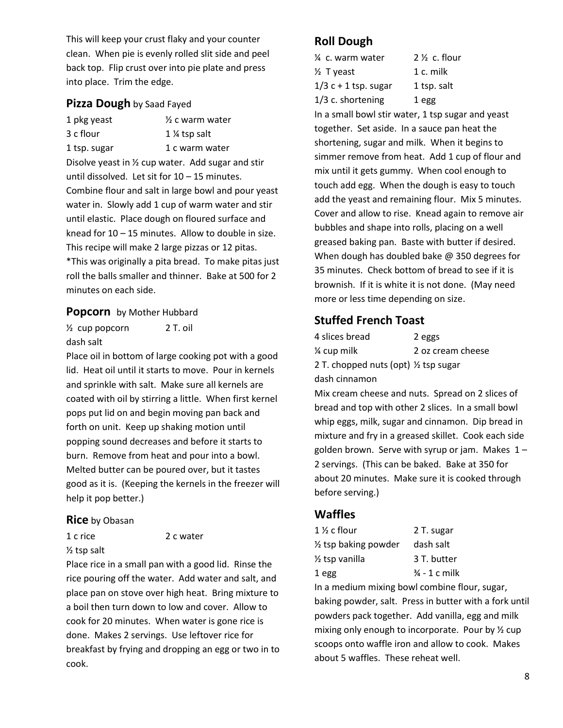This will keep your crust flaky and your counter clean. When pie is evenly rolled slit side and peel back top. Flip crust over into pie plate and press into place. Trim the edge.

## Pizza Dough by Saad Fayed

| | |
|---|---|
| 1 pkg yeast | ½ c warm water |
| 3 c flour | 1 ¼ tsp salt |
| 1 tsp. sugar | 1 c warm water |

Disolve yeast in ½ cup water. Add sugar and stir until dissolved. Let sit for 10 – 15 minutes. Combine flour and salt in large bowl and pour yeast water in. Slowly add 1 cup of warm water and stir until elastic. Place dough on floured surface and knead for 10 – 15 minutes. Allow to double in size. This recipe will make 2 large pizzas or 12 pitas. *This was originally a pita bread. To make pitas just roll the balls smaller and thinner. Bake at 500 for 2 minutes on each side.

## Popcorn by Mother Hubbard

| | |
|---|---|
| ½ cup popcorn | 2 T. oil |
| dash salt | |

Place oil in bottom of large cooking pot with a good lid. Heat oil until it starts to move. Pour in kernels and sprinkle with salt. Make sure all kernels are coated with oil by stirring a little. When first kernel pops put lid on and begin moving pan back and forth on unit. Keep up shaking motion until popping sound decreases and before it starts to burn. Remove from heat and pour into a bowl. Melted butter can be poured over, but it tastes good as it is. (Keeping the kernels in the freezer will help it pop better.)

## Rice by Obasan

| | |
|---|---|
| 1 c rice | 2 c water |
| ½ tsp salt | |

Place rice in a small pan with a good lid. Rinse the rice pouring off the water. Add water and salt, and place pan on stove over high heat. Bring mixture to a boil then turn down to low and cover. Allow to cook for 20 minutes. When water is gone rice is done. Makes 2 servings. Use leftover rice for breakfast by frying and dropping an egg or two in to cook.

## Roll Dough

| | |
|---|---|
| ¼ c. warm water | 2 ½ c. flour |
| ½ T yeast | 1 c. milk |
| 1/3 c + 1 tsp. sugar | 1 tsp. salt |
| 1/3 c. shortening | 1 egg |

In a small bowl stir water, 1 tsp sugar and yeast together. Set aside. In a sauce pan heat the shortening, sugar and milk. When it begins to simmer remove from heat. Add 1 cup of flour and mix until it gets gummy. When cool enough to touch add egg. When the dough is easy to touch add the yeast and remaining flour. Mix 5 minutes. Cover and allow to rise. Knead again to remove air bubbles and shape into rolls, placing on a well greased baking pan. Baste with butter if desired. When dough has doubled bake @ 350 degrees for 35 minutes. Check bottom of bread to see if it is brownish. If it is white it is not done. (May need more or less time depending on size.

## Stuffed French Toast

| | |
|---|---|
| 4 slices bread | 2 eggs |
| ¼ cup milk | 2 oz cream cheese |
| 2 T. chopped nuts (opt) | ½ tsp sugar |
| dash cinnamon | |

Mix cream cheese and nuts. Spread on 2 slices of bread and top with other 2 slices. In a small bowl whip eggs, milk, sugar and cinnamon. Dip bread in mixture and fry in a greased skillet. Cook each side golden brown. Serve with syrup or jam. Makes 1 – 2 servings. (This can be baked. Bake at 350 for about 20 minutes. Make sure it is cooked through before serving.)

## Waffles

| | |
|---|---|
| 1 ½ c flour | 2 T. sugar |
| ½ tsp baking powder | dash salt |
| ½ tsp vanilla | 3 T. butter |
| 1 egg | ¾ - 1 c milk |

In a medium mixing bowl combine flour, sugar, baking powder, salt. Press in butter with a fork until powders pack together. Add vanilla, egg and milk mixing only enough to incorporate. Pour by ½ cup scoops onto waffle iron and allow to cook. Makes about 5 waffles. These reheat well.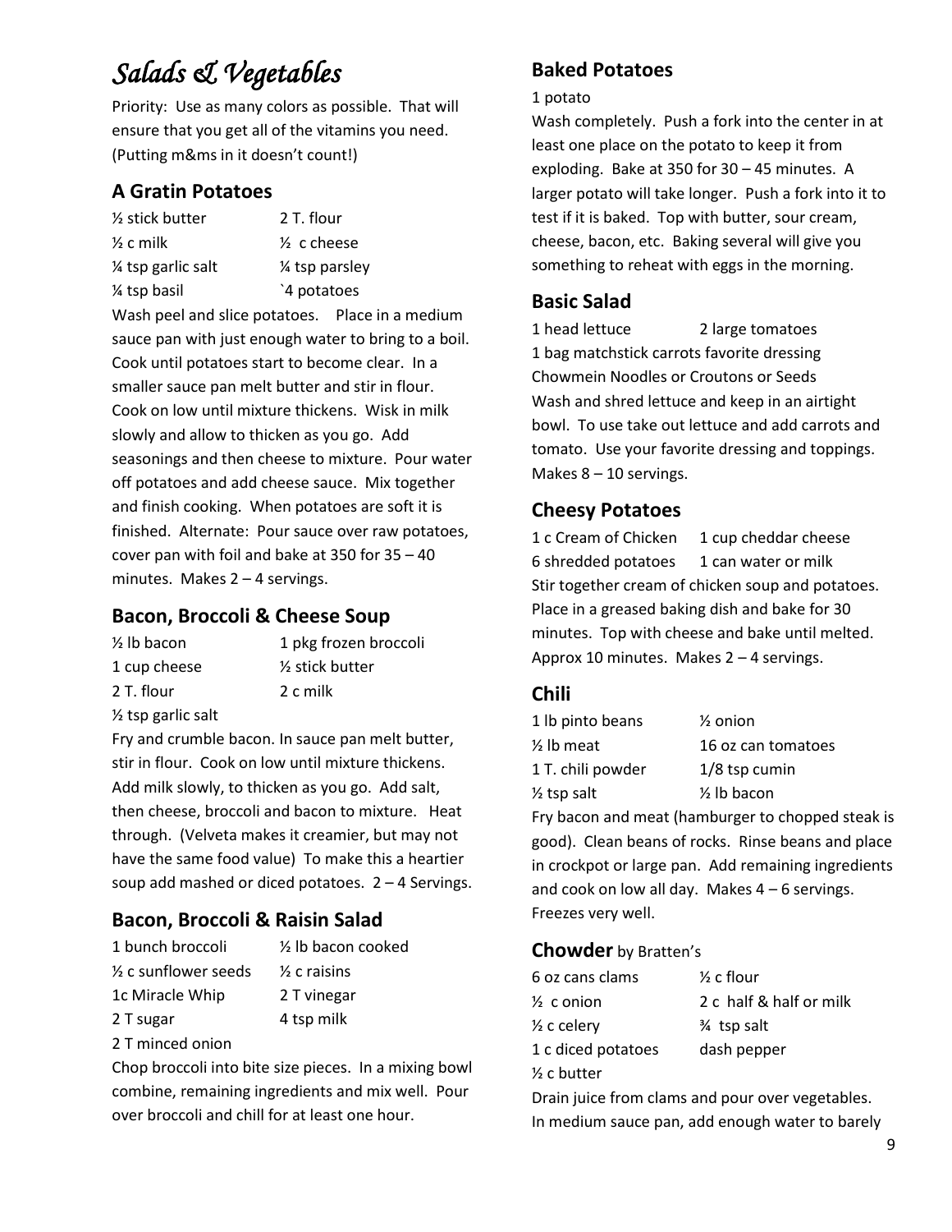# *Salads & Vegetables*

Priority: Use as many colors as possible. That will ensure that you get all of the vitamins you need. (Putting m&ms in it doesn't count!)

## A Gratin Potatoes

| | |
|---|---|
| ½ stick butter | 2 T. flour |
| ½ c milk | ½ c cheese |
| ¼ tsp garlic salt | ¼ tsp parsley |
| ¼ tsp basil | `4 potatoes |

Wash peel and slice potatoes. Place in a medium sauce pan with just enough water to bring to a boil. Cook until potatoes start to become clear. In a smaller sauce pan melt butter and stir in flour. Cook on low until mixture thickens. Wisk in milk slowly and allow to thicken as you go. Add seasonings and then cheese to mixture. Pour water off potatoes and add cheese sauce. Mix together and finish cooking. When potatoes are soft it is finished. Alternate: Pour sauce over raw potatoes, cover pan with foil and bake at 350 for 35 – 40 minutes. Makes 2 – 4 servings.

## Bacon, Broccoli & Cheese Soup

| | |
|---|---|
| ½ lb bacon | 1 pkg frozen broccoli |
| 1 cup cheese | ½ stick butter |
| 2 T. flour | 2 c milk |
| ½ tsp garlic salt | |

Fry and crumble bacon. In sauce pan melt butter, stir in flour. Cook on low until mixture thickens. Add milk slowly, to thicken as you go. Add salt, then cheese, broccoli and bacon to mixture. Heat through. (Velveta makes it creamier, but may not have the same food value) To make this a heartier soup add mashed or diced potatoes. 2 – 4 Servings.

## Bacon, Broccoli & Raisin Salad

| | |
|---|---|
| 1 bunch broccoli | ½ lb bacon cooked |
| ½ c sunflower seeds | ½ c raisins |
| 1c Miracle Whip | 2 T vinegar |
| 2 T sugar | 4 tsp milk |
| 2 T minced onion | |

Chop broccoli into bite size pieces. In a mixing bowl combine, remaining ingredients and mix well. Pour over broccoli and chill for at least one hour.

## Baked Potatoes

1 potato

Wash completely. Push a fork into the center in at least one place on the potato to keep it from exploding. Bake at 350 for 30 – 45 minutes. A larger potato will take longer. Push a fork into it to test if it is baked. Top with butter, sour cream, cheese, bacon, etc. Baking several will give you something to reheat with eggs in the morning.

## Basic Salad

1 head lettuce 2 large tomatoes
1 bag matchstick carrots favorite dressing
Chowmein Noodles or Croutons or Seeds

Wash and shred lettuce and keep in an airtight bowl. To use take out lettuce and add carrots and tomato. Use your favorite dressing and toppings. Makes 8 – 10 servings.

## Cheesy Potatoes

| | |
|---|---|
| 1 c Cream of Chicken | 1 cup cheddar cheese |
| 6 shredded potatoes | 1 can water or milk |

Stir together cream of chicken soup and potatoes. Place in a greased baking dish and bake for 30 minutes. Top with cheese and bake until melted. Approx 10 minutes. Makes 2 – 4 servings.

## Chili

| | |
|---|---|
| 1 lb pinto beans | ½ onion |
| ½ lb meat | 16 oz can tomatoes |
| 1 T. chili powder | 1/8 tsp cumin |
| ½ tsp salt | ½ lb bacon |

Fry bacon and meat (hamburger to chopped steak is good). Clean beans of rocks. Rinse beans and place in crockpot or large pan. Add remaining ingredients and cook on low all day. Makes 4 – 6 servings. Freezes very well.

## Chowder by Bratten's

| | |
|---|---|
| 6 oz cans clams | ½ c flour |
| ½ c onion | 2 c half & half or milk |
| ½ c celery | ¾ tsp salt |
| 1 c diced potatoes | dash pepper |
| ½ c butter | |

Drain juice from clams and pour over vegetables. In medium sauce pan, add enough water to barely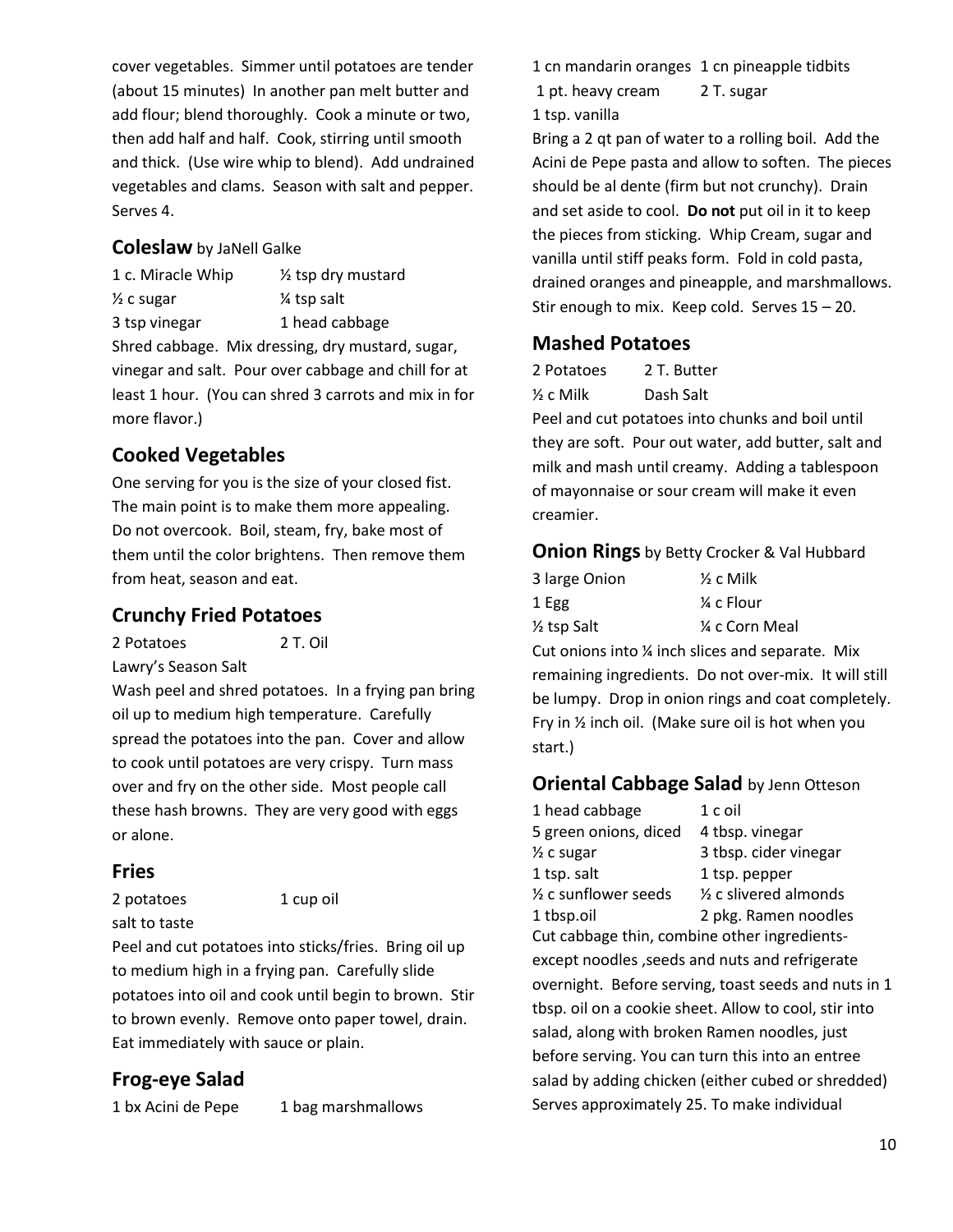cover vegetables. Simmer until potatoes are tender (about 15 minutes) In another pan melt butter and add flour; blend thoroughly. Cook a minute or two, then add half and half. Cook, stirring until smooth and thick. (Use wire whip to blend). Add undrained vegetables and clams. Season with salt and pepper. Serves 4.

## Coleslaw by JaNell Galke

1 c. Miracle Whip ½ tsp dry mustard
½ c sugar ¼ tsp salt
3 tsp vinegar 1 head cabbage

Shred cabbage. Mix dressing, dry mustard, sugar, vinegar and salt. Pour over cabbage and chill for at least 1 hour. (You can shred 3 carrots and mix in for more flavor.)

## Cooked Vegetables

One serving for you is the size of your closed fist. The main point is to make them more appealing. Do not overcook. Boil, steam, fry, bake most of them until the color brightens. Then remove them from heat, season and eat.

## Crunchy Fried Potatoes

2 Potatoes 2 T. Oil
Lawry's Season Salt

Wash peel and shred potatoes. In a frying pan bring oil up to medium high temperature. Carefully spread the potatoes into the pan. Cover and allow to cook until potatoes are very crispy. Turn mass over and fry on the other side. Most people call these hash browns. They are very good with eggs or alone.

## Fries

2 potatoes 1 cup oil
salt to taste

Peel and cut potatoes into sticks/fries. Bring oil up to medium high in a frying pan. Carefully slide potatoes into oil and cook until begin to brown. Stir to brown evenly. Remove onto paper towel, drain. Eat immediately with sauce or plain.

## Frog-eye Salad

1 bx Acini de Pepe 1 bag marshmallows
1 cn mandarin oranges 1 cn pineapple tidbits
1 pt. heavy cream 2 T. sugar
1 tsp. vanilla

Bring a 2 qt pan of water to a rolling boil. Add the Acini de Pepe pasta and allow to soften. The pieces should be al dente (firm but not crunchy). Drain and set aside to cool. **Do not** put oil in it to keep the pieces from sticking. Whip Cream, sugar and vanilla until stiff peaks form. Fold in cold pasta, drained oranges and pineapple, and marshmallows. Stir enough to mix. Keep cold. Serves 15 – 20.

## Mashed Potatoes

2 Potatoes 2 T. Butter
½ c Milk Dash Salt

Peel and cut potatoes into chunks and boil until they are soft. Pour out water, add butter, salt and milk and mash until creamy. Adding a tablespoon of mayonnaise or sour cream will make it even creamier.

## Onion Rings by Betty Crocker & Val Hubbard

3 large Onion ½ c Milk
1 Egg ¼ c Flour
½ tsp Salt ¼ c Corn Meal

Cut onions into ¼ inch slices and separate. Mix remaining ingredients. Do not over-mix. It will still be lumpy. Drop in onion rings and coat completely. Fry in ½ inch oil. (Make sure oil is hot when you start.)

## Oriental Cabbage Salad by Jenn Otteson

1 head cabbage 1 c oil
5 green onions, diced 4 tbsp. vinegar
½ c sugar 3 tbsp. cider vinegar
1 tsp. salt 1 tsp. pepper
½ c sunflower seeds ½ c slivered almonds
1 tbsp.oil 2 pkg. Ramen noodles

Cut cabbage thin, combine other ingredients-except noodles ,seeds and nuts and refrigerate overnight. Before serving, toast seeds and nuts in 1 tbsp. oil on a cookie sheet. Allow to cool, stir into salad, along with broken Ramen noodles, just before serving. You can turn this into an entree salad by adding chicken (either cubed or shredded) Serves approximately 25. To make individual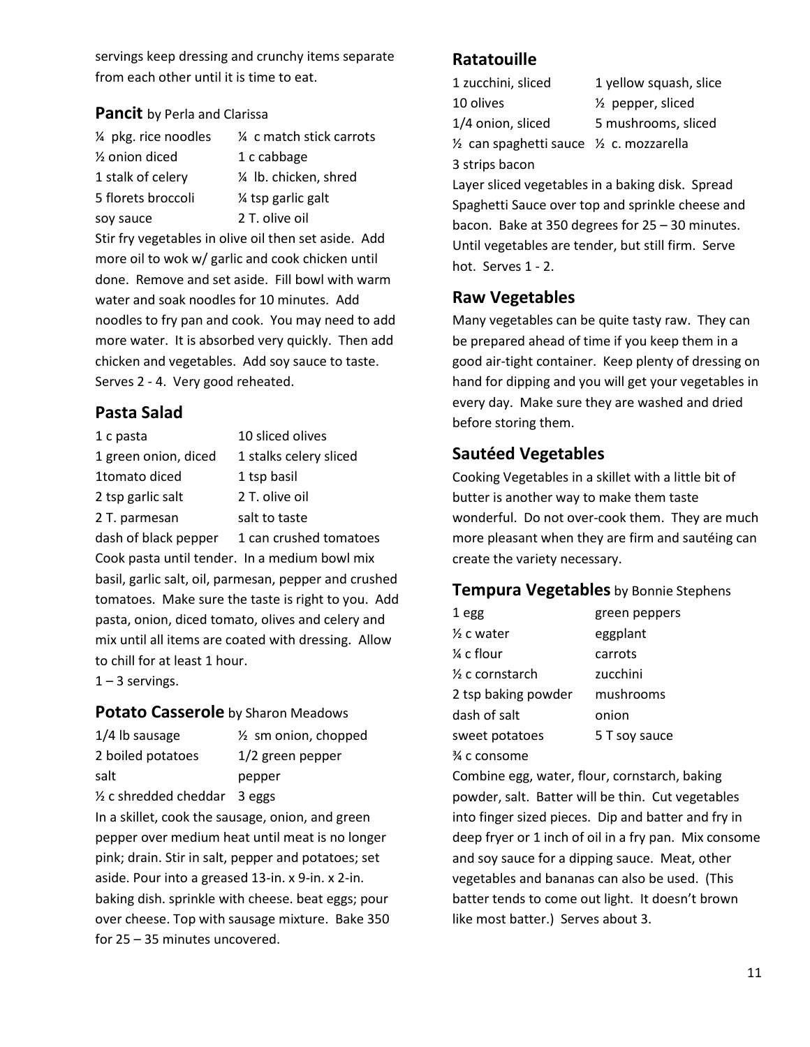servings keep dressing and crunchy items separate from each other until it is time to eat.

### Pancit by Perla and Clarissa

| | |
|---|---|
| ¼ pkg. rice noodles | ¼ c match stick carrots |
| ½ onion diced | 1 c cabbage |
| 1 stalk of celery | ¼ lb. chicken, shred |
| 5 florets broccoli | ¼ tsp garlic galt |
| soy sauce | 2 T. olive oil |

Stir fry vegetables in olive oil then set aside. Add more oil to wok w/ garlic and cook chicken until done. Remove and set aside. Fill bowl with warm water and soak noodles for 10 minutes. Add noodles to fry pan and cook. You may need to add more water. It is absorbed very quickly. Then add chicken and vegetables. Add soy sauce to taste. Serves 2 - 4. Very good reheated.

### Pasta Salad

| | |
|---|---|
| 1 c pasta | 10 sliced olives |
| 1 green onion, diced | 1 stalks celery sliced |
| 1tomato diced | 1 tsp basil |
| 2 tsp garlic salt | 2 T. olive oil |
| 2 T. parmesan | salt to taste |
| dash of black pepper | 1 can crushed tomatoes |

Cook pasta until tender. In a medium bowl mix basil, garlic salt, oil, parmesan, pepper and crushed tomatoes. Make sure the taste is right to you. Add pasta, onion, diced tomato, olives and celery and mix until all items are coated with dressing. Allow to chill for at least 1 hour.

1 – 3 servings.

### Potato Casserole by Sharon Meadows

| | |
|---|---|
| 1/4 lb sausage | ½ sm onion, chopped |
| 2 boiled potatoes | 1/2 green pepper |
| salt | pepper |
| ½ c shredded cheddar | 3 eggs |

In a skillet, cook the sausage, onion, and green pepper over medium heat until meat is no longer pink; drain. Stir in salt, pepper and potatoes; set aside. Pour into a greased 13-in. x 9-in. x 2-in. baking dish. sprinkle with cheese. beat eggs; pour over cheese. Top with sausage mixture. Bake 350 for 25 – 35 minutes uncovered.

### Ratatouille

| | |
|---|---|
| 1 zucchini, sliced | 1 yellow squash, slice |
| 10 olives | ½ pepper, sliced |
| 1/4 onion, sliced | 5 mushrooms, sliced |
| ½ can spaghetti sauce | ½ c. mozzarella |
| 3 strips bacon | |

Layer sliced vegetables in a baking disk. Spread Spaghetti Sauce over top and sprinkle cheese and bacon. Bake at 350 degrees for 25 – 30 minutes. Until vegetables are tender, but still firm. Serve hot. Serves 1 - 2.

### Raw Vegetables

Many vegetables can be quite tasty raw. They can be prepared ahead of time if you keep them in a good air-tight container. Keep plenty of dressing on hand for dipping and you will get your vegetables in every day. Make sure they are washed and dried before storing them.

### Sautéed Vegetables

Cooking Vegetables in a skillet with a little bit of butter is another way to make them taste wonderful. Do not over-cook them. They are much more pleasant when they are firm and sautéing can create the variety necessary.

### Tempura Vegetables by Bonnie Stephens

| | |
|---|---|
| 1 egg | green peppers |
| ½ c water | eggplant |
| ¼ c flour | carrots |
| ½ c cornstarch | zucchini |
| 2 tsp baking powder | mushrooms |
| dash of salt | onion |
| sweet potatoes | 5 T soy sauce |
| ¾ c consome | |

Combine egg, water, flour, cornstarch, baking powder, salt. Batter will be thin. Cut vegetables into finger sized pieces. Dip and batter and fry in deep fryer or 1 inch of oil in a fry pan. Mix consome and soy sauce for a dipping sauce. Meat, other vegetables and bananas can also be used. (This batter tends to come out light. It doesn't brown like most batter.) Serves about 3.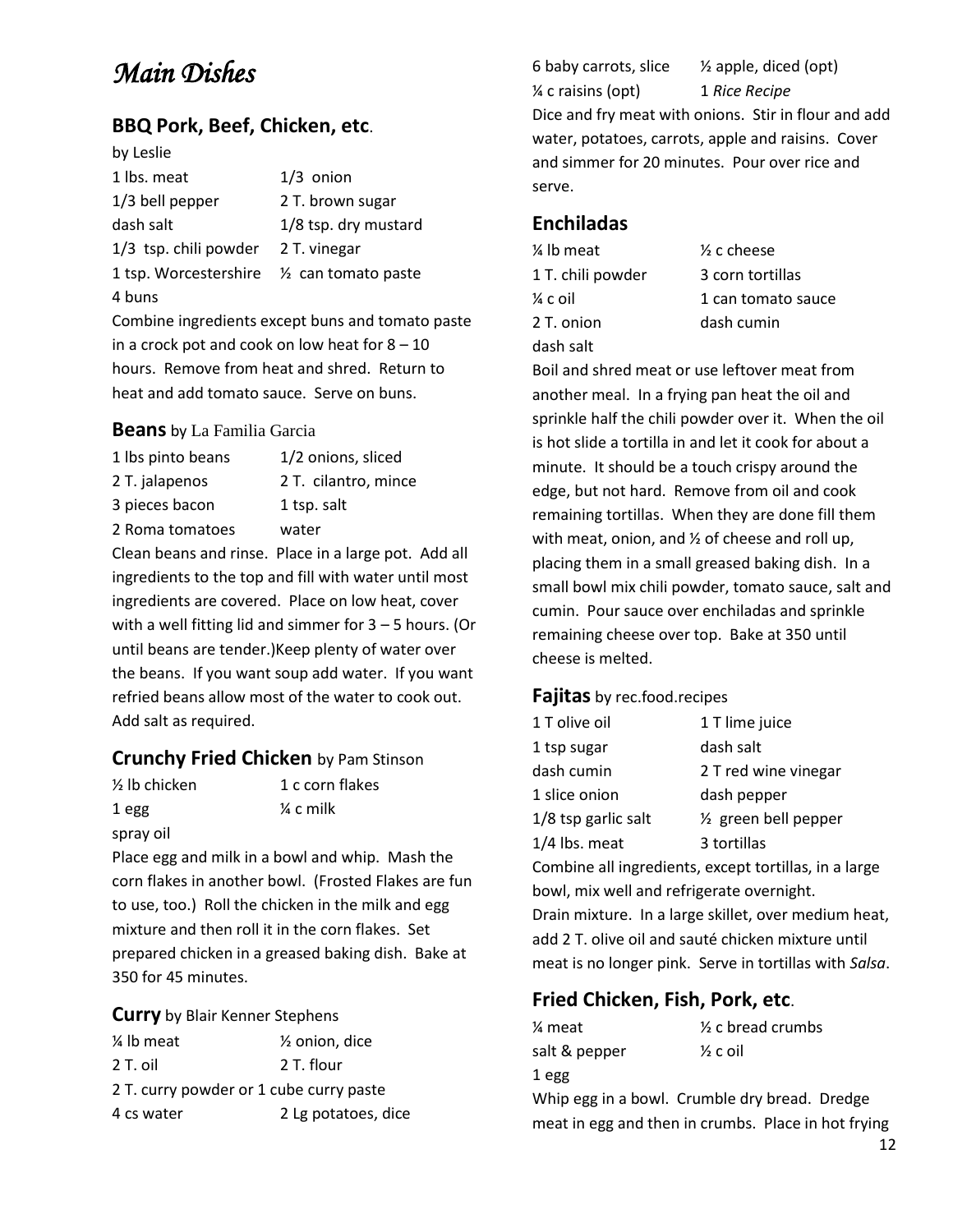# *Main Dishes*

## BBQ Pork, Beef, Chicken, etc.

by Leslie

| | |
|---|---|
| 1 lbs. meat | 1/3 onion |
| 1/3 bell pepper | 2 T. brown sugar |
| dash salt | 1/8 tsp. dry mustard |
| 1/3 tsp. chili powder | 2 T. vinegar |
| 1 tsp. Worcestershire | ½ can tomato paste |
| 4 buns | |

Combine ingredients except buns and tomato paste in a crock pot and cook on low heat for 8 – 10 hours. Remove from heat and shred. Return to heat and add tomato sauce. Serve on buns.

### Beans by La Familia Garcia

| | |
|---|---|
| 1 lbs pinto beans | 1/2 onions, sliced |
| 2 T. jalapenos | 2 T. cilantro, mince |
| 3 pieces bacon | 1 tsp. salt |
| 2 Roma tomatoes | water |

Clean beans and rinse. Place in a large pot. Add all ingredients to the top and fill with water until most ingredients are covered. Place on low heat, cover with a well fitting lid and simmer for 3 – 5 hours. (Or until beans are tender.)Keep plenty of water over the beans. If you want soup add water. If you want refried beans allow most of the water to cook out. Add salt as required.

## Crunchy Fried Chicken by Pam Stinson

| | |
|---|---|
| ½ lb chicken | 1 c corn flakes |
| 1 egg | ¼ c milk |
| spray oil | |

Place egg and milk in a bowl and whip. Mash the corn flakes in another bowl. (Frosted Flakes are fun to use, too.) Roll the chicken in the milk and egg mixture and then roll it in the corn flakes. Set prepared chicken in a greased baking dish. Bake at 350 for 45 minutes.

### Curry by Blair Kenner Stephens

| | |
|---|---|
| ¼ lb meat | ½ onion, dice |
| 2 T. oil | 2 T. flour |
| 2 T. curry powder or 1 cube curry paste | |
| 4 cs water | 2 Lg potatoes, dice |
| 6 baby carrots, slice | ½ apple, diced (opt) |
| ¼ c raisins (opt) | 1 *Rice Recipe* |

Dice and fry meat with onions. Stir in flour and add water, potatoes, carrots, apple and raisins. Cover and simmer for 20 minutes. Pour over rice and serve.

## Enchiladas

| | |
|---|---|
| ¼ lb meat | ½ c cheese |
| 1 T. chili powder | 3 corn tortillas |
| ¼ c oil | 1 can tomato sauce |
| 2 T. onion | dash cumin |
| dash salt | |

Boil and shred meat or use leftover meat from another meal. In a frying pan heat the oil and sprinkle half the chili powder over it. When the oil is hot slide a tortilla in and let it cook for about a minute. It should be a touch crispy around the edge, but not hard. Remove from oil and cook remaining tortillas. When they are done fill them with meat, onion, and ½ of cheese and roll up, placing them in a small greased baking dish. In a small bowl mix chili powder, tomato sauce, salt and cumin. Pour sauce over enchiladas and sprinkle remaining cheese over top. Bake at 350 until cheese is melted.

### Fajitas by rec.food.recipes

| | |
|---|---|
| 1 T olive oil | 1 T lime juice |
| 1 tsp sugar | dash salt |
| dash cumin | 2 T red wine vinegar |
| 1 slice onion | dash pepper |
| 1/8 tsp garlic salt | ½ green bell pepper |
| 1/4 lbs. meat | 3 tortillas |

Combine all ingredients, except tortillas, in a large bowl, mix well and refrigerate overnight.
Drain mixture. In a large skillet, over medium heat, add 2 T. olive oil and sauté chicken mixture until meat is no longer pink. Serve in tortillas with *Salsa*.

## Fried Chicken, Fish, Pork, etc.

| | |
|---|---|
| ¼ meat | ½ c bread crumbs |
| salt & pepper | ½ c oil |
| 1 egg | |

Whip egg in a bowl. Crumble dry bread. Dredge meat in egg and then in crumbs. Place in hot frying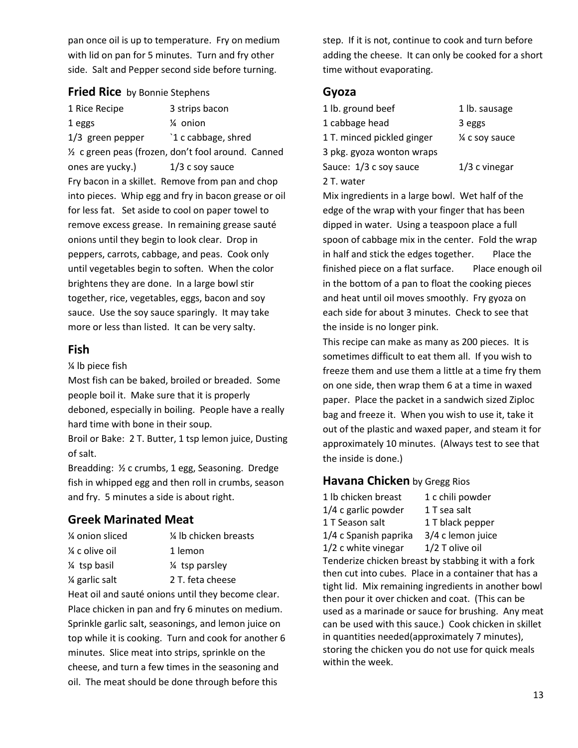pan once oil is up to temperature. Fry on medium with lid on pan for 5 minutes. Turn and fry other side. Salt and Pepper second side before turning.

## Fried Rice by Bonnie Stephens

| | |
|---|---|
| 1 Rice Recipe | 3 strips bacon |
| 1 eggs | ¼ onion |
| 1/3 green pepper | `1 c cabbage, shred |

½ c green peas (frozen, don't fool around. Canned ones are yucky.) 1/3 c soy sauce

Fry bacon in a skillet. Remove from pan and chop into pieces. Whip egg and fry in bacon grease or oil for less fat. Set aside to cool on paper towel to remove excess grease. In remaining grease sauté onions until they begin to look clear. Drop in peppers, carrots, cabbage, and peas. Cook only until vegetables begin to soften. When the color brightens they are done. In a large bowl stir together, rice, vegetables, eggs, bacon and soy sauce. Use the soy sauce sparingly. It may take more or less than listed. It can be very salty.

## Fish

¼ lb piece fish

Most fish can be baked, broiled or breaded. Some people boil it. Make sure that it is properly deboned, especially in boiling. People have a really hard time with bone in their soup.

Broil or Bake: 2 T. Butter, 1 tsp lemon juice, Dusting of salt.

Breadding: ½ c crumbs, 1 egg, Seasoning. Dredge fish in whipped egg and then roll in crumbs, season and fry. 5 minutes a side is about right.

## Greek Marinated Meat

| | |
|---|---|
| ¼ onion sliced | ¼ lb chicken breasts |
| ¼ c olive oil | 1 lemon |
| ¼ tsp basil | ¼ tsp parsley |
| ¼ garlic salt | 2 T. feta cheese |

Heat oil and sauté onions until they become clear. Place chicken in pan and fry 6 minutes on medium. Sprinkle garlic salt, seasonings, and lemon juice on top while it is cooking. Turn and cook for another 6 minutes. Slice meat into strips, sprinkle on the cheese, and turn a few times in the seasoning and oil. The meat should be done through before this step. If it is not, continue to cook and turn before adding the cheese. It can only be cooked for a short time without evaporating.

## Gyoza

| | |
|---|---|
| 1 lb. ground beef | 1 lb. sausage |
| 1 cabbage head | 3 eggs |
| 1 T. minced pickled ginger | ¼ c soy sauce |
| 3 pkg. gyoza wonton wraps | |
| Sauce: 1/3 c soy sauce | 1/3 c vinegar |
| 2 T. water | |

Mix ingredients in a large bowl. Wet half of the edge of the wrap with your finger that has been dipped in water. Using a teaspoon place a full spoon of cabbage mix in the center. Fold the wrap in half and stick the edges together. Place the finished piece on a flat surface. Place enough oil in the bottom of a pan to float the cooking pieces and heat until oil moves smoothly. Fry gyoza on each side for about 3 minutes. Check to see that the inside is no longer pink.

This recipe can make as many as 200 pieces. It is sometimes difficult to eat them all. If you wish to freeze them and use them a little at a time fry them on one side, then wrap them 6 at a time in waxed paper. Place the packet in a sandwich sized Ziploc bag and freeze it. When you wish to use it, take it out of the plastic and waxed paper, and steam it for approximately 10 minutes. (Always test to see that the inside is done.)

## Havana Chicken by Gregg Rios

| | |
|---|---|
| 1 lb chicken breast | 1 c chili powder |
| 1/4 c garlic powder | 1 T sea salt |
| 1 T Season salt | 1 T black pepper |
| 1/4 c Spanish paprika | 3/4 c lemon juice |
| 1/2 c white vinegar | 1/2 T olive oil |

Tenderize chicken breast by stabbing it with a fork then cut into cubes. Place in a container that has a tight lid. Mix remaining ingredients in another bowl then pour it over chicken and coat. (This can be used as a marinade or sauce for brushing. Any meat can be used with this sauce.) Cook chicken in skillet in quantities needed(approximately 7 minutes), storing the chicken you do not use for quick meals within the week.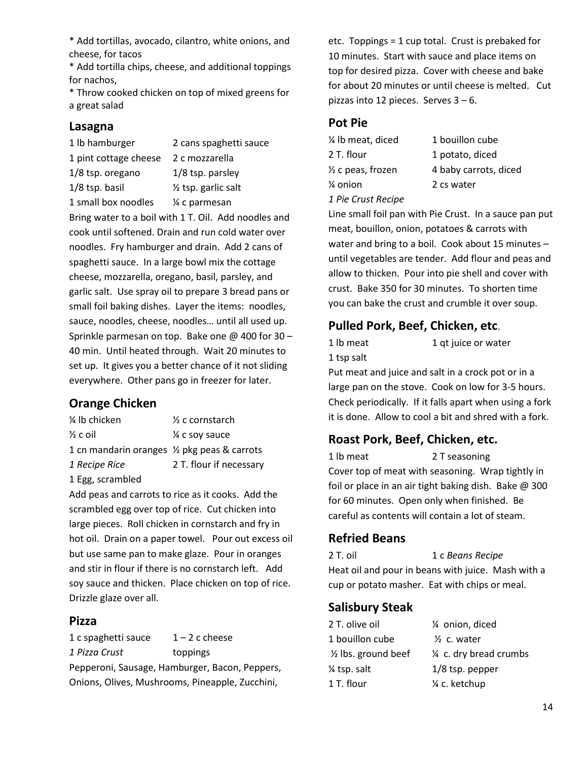* Add tortillas, avocado, cilantro, white onions, and cheese, for tacos
* Add tortilla chips, cheese, and additional toppings for nachos,
* Throw cooked chicken on top of mixed greens for a great salad

## Lasagna

| | |
|---|---|
| 1 lb hamburger | 2 cans spaghetti sauce |
| 1 pint cottage cheese | 2 c mozzarella |
| 1/8 tsp. oregano | 1/8 tsp. parsley |
| 1/8 tsp. basil | ½ tsp. garlic salt |
| 1 small box noodles | ¼ c parmesan |

Bring water to a boil with 1 T. Oil. Add noodles and cook until softened. Drain and run cold water over noodles. Fry hamburger and drain. Add 2 cans of spaghetti sauce. In a large bowl mix the cottage cheese, mozzarella, oregano, basil, parsley, and garlic salt. Use spray oil to prepare 3 bread pans or small foil baking dishes. Layer the items: noodles, sauce, noodles, cheese, noodles… until all used up. Sprinkle parmesan on top. Bake one @ 400 for 30 – 40 min. Until heated through. Wait 20 minutes to set up. It gives you a better chance of it not sliding everywhere. Other pans go in freezer for later.

## Orange Chicken

| | |
|---|---|
| ¼ lb chicken | ½ c cornstarch |
| ½ c oil | ¼ c soy sauce |
| 1 cn mandarin oranges | ½ pkg peas & carrots |
| *1 Recipe Rice* | 2 T. flour if necessary |
| 1 Egg, scrambled | |

Add peas and carrots to rice as it cooks. Add the scrambled egg over top of rice. Cut chicken into large pieces. Roll chicken in cornstarch and fry in hot oil. Drain on a paper towel. Pour out excess oil but use same pan to make glaze. Pour in oranges and stir in flour if there is no cornstarch left. Add soy sauce and thicken. Place chicken on top of rice. Drizzle glaze over all.

## Pizza

| | |
|---|---|
| 1 c spaghetti sauce | 1 – 2 c cheese |
| *1 Pizza Crust* | toppings |

Pepperoni, Sausage, Hamburger, Bacon, Peppers, Onions, Olives, Mushrooms, Pineapple, Zucchini, etc. Toppings = 1 cup total. Crust is prebaked for 10 minutes. Start with sauce and place items on top for desired pizza. Cover with cheese and bake for about 20 minutes or until cheese is melted. Cut pizzas into 12 pieces. Serves 3 – 6.

## Pot Pie

| | |
|---|---|
| ¼ lb meat, diced | 1 bouillon cube |
| 2 T. flour | 1 potato, diced |
| ½ c peas, frozen | 4 baby carrots, diced |
| ¼ onion | 2 cs water |
| *1 Pie Crust Recipe* | |

Line small foil pan with Pie Crust. In a sauce pan put meat, bouillon, onion, potatoes & carrots with water and bring to a boil. Cook about 15 minutes – until vegetables are tender. Add flour and peas and allow to thicken. Pour into pie shell and cover with crust. Bake 350 for 30 minutes. To shorten time you can bake the crust and crumble it over soup.

## Pulled Pork, Beef, Chicken, etc.

| | |
|---|---|
| 1 lb meat | 1 qt juice or water |
| 1 tsp salt | |

Put meat and juice and salt in a crock pot or in a large pan on the stove. Cook on low for 3-5 hours. Check periodically. If it falls apart when using a fork it is done. Allow to cool a bit and shred with a fork.

## Roast Pork, Beef, Chicken, etc.

| | |
|---|---|
| 1 lb meat | 2 T seasoning |

Cover top of meat with seasoning. Wrap tightly in foil or place in an air tight baking dish. Bake @ 300 for 60 minutes. Open only when finished. Be careful as contents will contain a lot of steam.

## Refried Beans

| | |
|---|---|
| 2 T. oil | 1 c *Beans Recipe* |

Heat oil and pour in beans with juice. Mash with a cup or potato masher. Eat with chips or meal.

## Salisbury Steak

| | |
|---|---|
| 2 T. olive oil | ¼ onion, diced |
| 1 bouillon cube | ½ c. water |
| ½ lbs. ground beef | ¼ c. dry bread crumbs |
| ¼ tsp. salt | 1/8 tsp. pepper |
| 1 T. flour | ¼ c. ketchup |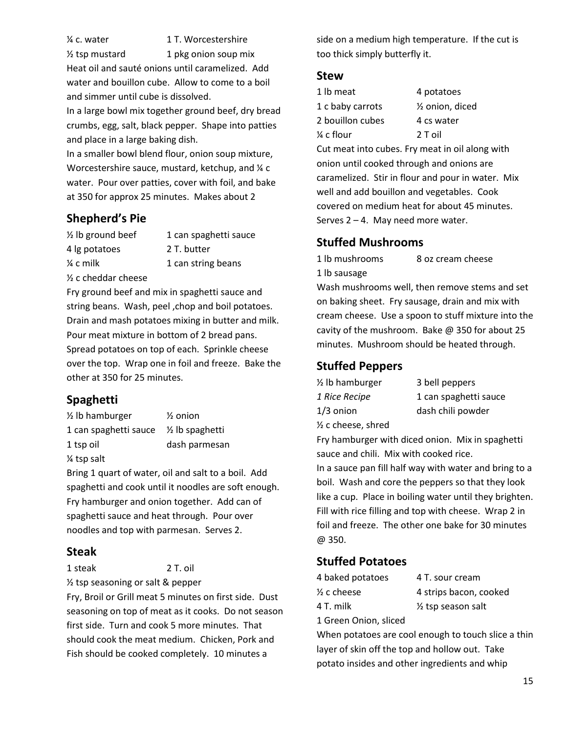¼ c. water 1 T. Worcestershire

½ tsp mustard 1 pkg onion soup mix

Heat oil and sauté onions until caramelized. Add water and bouillon cube. Allow to come to a boil and simmer until cube is dissolved.

In a large bowl mix together ground beef, dry bread crumbs, egg, salt, black pepper. Shape into patties and place in a large baking dish.

In a smaller bowl blend flour, onion soup mixture, Worcestershire sauce, mustard, ketchup, and ¼ c water. Pour over patties, cover with foil, and bake at 350 for approx 25 minutes. Makes about 2

## Shepherd's Pie

| | |
|---|---|
| ½ lb ground beef | 1 can spaghetti sauce |
| 4 lg potatoes | 2 T. butter |
| ¼ c milk | 1 can string beans |
| ½ c cheddar cheese | |

Fry ground beef and mix in spaghetti sauce and string beans. Wash, peel ,chop and boil potatoes. Drain and mash potatoes mixing in butter and milk. Pour meat mixture in bottom of 2 bread pans. Spread potatoes on top of each. Sprinkle cheese over the top. Wrap one in foil and freeze. Bake the other at 350 for 25 minutes.

## Spaghetti

| | |
|---|---|
| ½ lb hamburger | ½ onion |
| 1 can spaghetti sauce | ½ lb spaghetti |
| 1 tsp oil | dash parmesan |
| ¼ tsp salt | |

Bring 1 quart of water, oil and salt to a boil. Add spaghetti and cook until it noodles are soft enough. Fry hamburger and onion together. Add can of spaghetti sauce and heat through. Pour over noodles and top with parmesan. Serves 2.

## Steak

| | |
|---|---|
| 1 steak | 2 T. oil |

½ tsp seasoning or salt & pepper

Fry, Broil or Grill meat 5 minutes on first side. Dust seasoning on top of meat as it cooks. Do not season first side. Turn and cook 5 more minutes. That should cook the meat medium. Chicken, Pork and Fish should be cooked completely. 10 minutes a side on a medium high temperature. If the cut is too thick simply butterfly it.

## Stew

| | |
|---|---|
| 1 lb meat | 4 potatoes |
| 1 c baby carrots | ½ onion, diced |
| 2 bouillon cubes | 4 cs water |
| ¼ c flour | 2 T oil |

Cut meat into cubes. Fry meat in oil along with onion until cooked through and onions are caramelized. Stir in flour and pour in water. Mix well and add bouillon and vegetables. Cook covered on medium heat for about 45 minutes. Serves 2 – 4. May need more water.

## Stuffed Mushrooms

| | |
|---|---|
| 1 lb mushrooms | 8 oz cream cheese |
| 1 lb sausage | |

Wash mushrooms well, then remove stems and set on baking sheet. Fry sausage, drain and mix with cream cheese. Use a spoon to stuff mixture into the cavity of the mushroom. Bake @ 350 for about 25 minutes. Mushroom should be heated through.

## Stuffed Peppers

| | |
|---|---|
| ½ lb hamburger | 3 bell peppers |
| *1 Rice Recipe* | 1 can spaghetti sauce |
| 1/3 onion | dash chili powder |
| ½ c cheese, shred | |

Fry hamburger with diced onion. Mix in spaghetti sauce and chili. Mix with cooked rice.

In a sauce pan fill half way with water and bring to a boil. Wash and core the peppers so that they look like a cup. Place in boiling water until they brighten. Fill with rice filling and top with cheese. Wrap 2 in foil and freeze. The other one bake for 30 minutes @ 350.

## Stuffed Potatoes

| | |
|---|---|
| 4 baked potatoes | 4 T. sour cream |
| ½ c cheese | 4 strips bacon, cooked |
| 4 T. milk | ½ tsp season salt |
| 1 Green Onion, sliced | |

When potatoes are cool enough to touch slice a thin layer of skin off the top and hollow out. Take potato insides and other ingredients and whip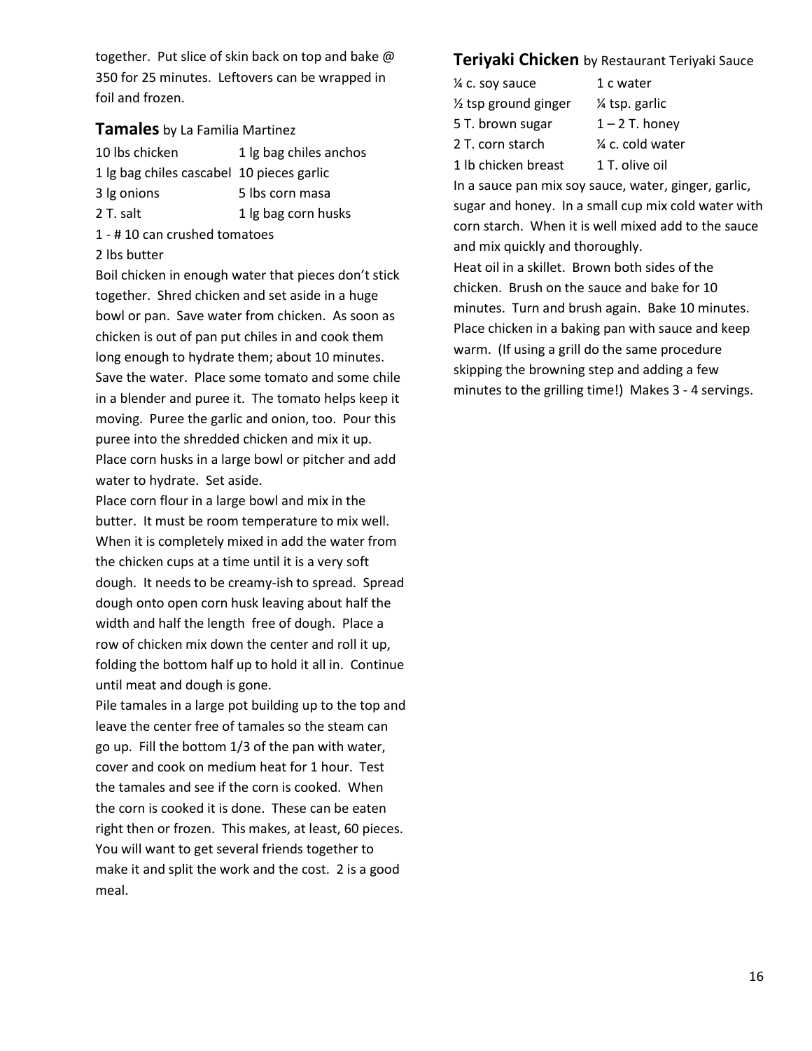together. Put slice of skin back on top and bake @ 350 for 25 minutes. Leftovers can be wrapped in foil and frozen.

## Tamales by La Familia Martinez

| | |
|---|---|
| 10 lbs chicken | 1 lg bag chiles anchos |
| 1 lg bag chiles cascabel | 10 pieces garlic |
| 3 lg onions | 5 lbs corn masa |
| 2 T. salt | 1 lg bag corn husks |

1 - # 10 can crushed tomatoes
2 lbs butter

Boil chicken in enough water that pieces don't stick together. Shred chicken and set aside in a huge bowl or pan. Save water from chicken. As soon as chicken is out of pan put chiles in and cook them long enough to hydrate them; about 10 minutes. Save the water. Place some tomato and some chile in a blender and puree it. The tomato helps keep it moving. Puree the garlic and onion, too. Pour this puree into the shredded chicken and mix it up. Place corn husks in a large bowl or pitcher and add water to hydrate. Set aside.

Place corn flour in a large bowl and mix in the butter. It must be room temperature to mix well. When it is completely mixed in add the water from the chicken cups at a time until it is a very soft dough. It needs to be creamy-ish to spread. Spread dough onto open corn husk leaving about half the width and half the length free of dough. Place a row of chicken mix down the center and roll it up, folding the bottom half up to hold it all in. Continue until meat and dough is gone.

Pile tamales in a large pot building up to the top and leave the center free of tamales so the steam can go up. Fill the bottom 1/3 of the pan with water, cover and cook on medium heat for 1 hour. Test the tamales and see if the corn is cooked. When the corn is cooked it is done. These can be eaten right then or frozen. This makes, at least, 60 pieces. You will want to get several friends together to make it and split the work and the cost. 2 is a good meal.

## Teriyaki Chicken by Restaurant Teriyaki Sauce

| | |
|---|---|
| ¼ c. soy sauce | 1 c water |
| ½ tsp ground ginger | ¼ tsp. garlic |
| 5 T. brown sugar | 1 – 2 T. honey |
| 2 T. corn starch | ¼ c. cold water |
| 1 lb chicken breast | 1 T. olive oil |

In a sauce pan mix soy sauce, water, ginger, garlic, sugar and honey. In a small cup mix cold water with corn starch. When it is well mixed add to the sauce and mix quickly and thoroughly.

Heat oil in a skillet. Brown both sides of the chicken. Brush on the sauce and bake for 10 minutes. Turn and brush again. Bake 10 minutes. Place chicken in a baking pan with sauce and keep warm. (If using a grill do the same procedure skipping the browning step and adding a few minutes to the grilling time!) Makes 3 - 4 servings.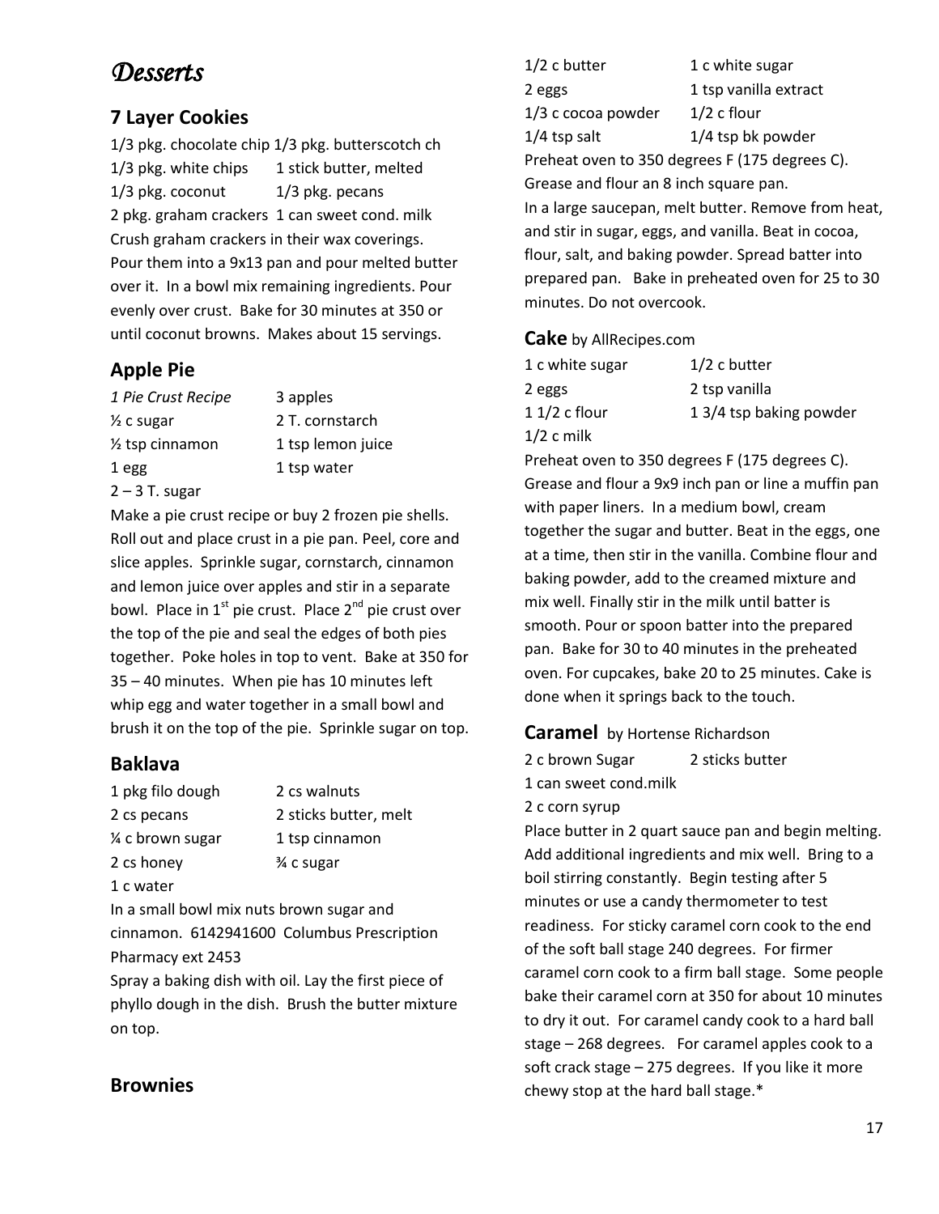# Desserts

## 7 Layer Cookies

| | |
|---|---|
| 1/3 pkg. chocolate chip | 1/3 pkg. butterscotch ch |
| 1/3 pkg. white chips | 1 stick butter, melted |
| 1/3 pkg. coconut | 1/3 pkg. pecans |
| 2 pkg. graham crackers | 1 can sweet cond. milk |

Crush graham crackers in their wax coverings. Pour them into a 9x13 pan and pour melted butter over it. In a bowl mix remaining ingredients. Pour evenly over crust. Bake for 30 minutes at 350 or until coconut browns. Makes about 15 servings.

## Apple Pie

| | |
|---|---|
| *1 Pie Crust Recipe* | 3 apples |
| ½ c sugar | 2 T. cornstarch |
| ½ tsp cinnamon | 1 tsp lemon juice |
| 1 egg | 1 tsp water |
| 2 – 3 T. sugar | |

Make a pie crust recipe or buy 2 frozen pie shells. Roll out and place crust in a pie pan. Peel, core and slice apples. Sprinkle sugar, cornstarch, cinnamon and lemon juice over apples and stir in a separate bowl. Place in 1st pie crust. Place 2nd pie crust over the top of the pie and seal the edges of both pies together. Poke holes in top to vent. Bake at 350 for 35 – 40 minutes. When pie has 10 minutes left whip egg and water together in a small bowl and brush it on the top of the pie. Sprinkle sugar on top.

## Baklava

| | |
|---|---|
| 1 pkg filo dough | 2 cs walnuts |
| 2 cs pecans | 2 sticks butter, melt |
| ¼ c brown sugar | 1 tsp cinnamon |
| 2 cs honey | ¾ c sugar |
| 1 c water | |

In a small bowl mix nuts brown sugar and cinnamon. 6142941600 Columbus Prescription Pharmacy ext 2453

Spray a baking dish with oil. Lay the first piece of phyllo dough in the dish. Brush the butter mixture on top.

## Brownies

| | |
|---|---|
| 1/2 c butter | 1 c white sugar |
| 2 eggs | 1 tsp vanilla extract |
| 1/3 c cocoa powder | 1/2 c flour |
| 1/4 tsp salt | 1/4 tsp bk powder |

Preheat oven to 350 degrees F (175 degrees C). Grease and flour an 8 inch square pan.

In a large saucepan, melt butter. Remove from heat, and stir in sugar, eggs, and vanilla. Beat in cocoa, flour, salt, and baking powder. Spread batter into prepared pan. Bake in preheated oven for 25 to 30 minutes. Do not overcook.

## Cake by AllRecipes.com

| | |
|---|---|
| 1 c white sugar | 1/2 c butter |
| 2 eggs | 2 tsp vanilla |
| 1 1/2 c flour | 1 3/4 tsp baking powder |
| 1/2 c milk | |

Preheat oven to 350 degrees F (175 degrees C). Grease and flour a 9x9 inch pan or line a muffin pan with paper liners. In a medium bowl, cream together the sugar and butter. Beat in the eggs, one at a time, then stir in the vanilla. Combine flour and baking powder, add to the creamed mixture and mix well. Finally stir in the milk until batter is smooth. Pour or spoon batter into the prepared pan. Bake for 30 to 40 minutes in the preheated oven. For cupcakes, bake 20 to 25 minutes. Cake is done when it springs back to the touch.

## Caramel by Hortense Richardson

| | |
|---|---|
| 2 c brown Sugar | 2 sticks butter |
| 1 can sweet cond.milk | |
| 2 c corn syrup | |

Place butter in 2 quart sauce pan and begin melting. Add additional ingredients and mix well. Bring to a boil stirring constantly. Begin testing after 5 minutes or use a candy thermometer to test readiness. For sticky caramel corn cook to the end of the soft ball stage 240 degrees. For firmer caramel corn cook to a firm ball stage. Some people bake their caramel corn at 350 for about 10 minutes to dry it out. For caramel candy cook to a hard ball stage – 268 degrees. For caramel apples cook to a soft crack stage – 275 degrees. If you like it more chewy stop at the hard ball stage.*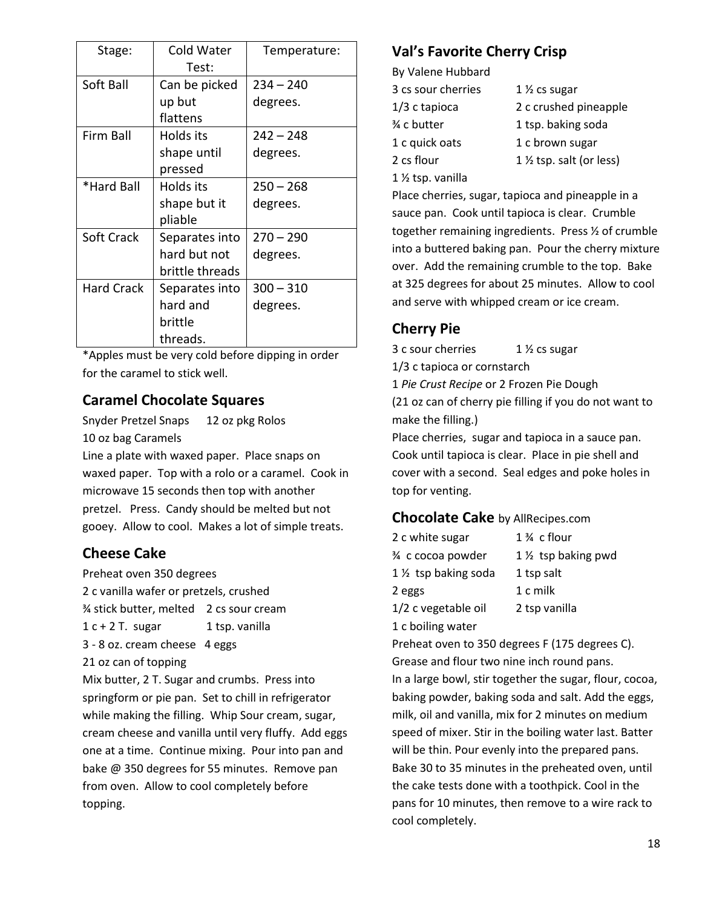| Stage: | Cold Water Test: | Temperature: |
|---|---|---|
| Soft Ball | Can be picked up but flattens | 234 – 240 degrees. |
| Firm Ball | Holds its shape until pressed | 242 – 248 degrees. |
| *Hard Ball | Holds its shape but it pliable | 250 – 268 degrees. |
| Soft Crack | Separates into hard but not brittle threads | 270 – 290 degrees. |
| Hard Crack | Separates into hard and brittle threads. | 300 – 310 degrees. |

*Apples must be very cold before dipping in order for the caramel to stick well.

## Caramel Chocolate Squares

Snyder Pretzel Snaps 12 oz pkg Rolos
10 oz bag Caramels

Line a plate with waxed paper. Place snaps on waxed paper. Top with a rolo or a caramel. Cook in microwave 15 seconds then top with another pretzel. Press. Candy should be melted but not gooey. Allow to cool. Makes a lot of simple treats.

## Cheese Cake

Preheat oven 350 degrees
2 c vanilla wafer or pretzels, crushed
¾ stick butter, melted 2 cs sour cream
1 c + 2 T. sugar 1 tsp. vanilla
3 - 8 oz. cream cheese 4 eggs
21 oz can of topping

Mix butter, 2 T. Sugar and crumbs. Press into springform or pie pan. Set to chill in refrigerator while making the filling. Whip Sour cream, sugar, cream cheese and vanilla until very fluffy. Add eggs one at a time. Continue mixing. Pour into pan and bake @ 350 degrees for 55 minutes. Remove pan from oven. Allow to cool completely before topping.

## Val's Favorite Cherry Crisp

By Valene Hubbard

3 cs sour cherries 1 ½ cs sugar
1/3 c tapioca 2 c crushed pineapple
¾ c butter 1 tsp. baking soda
1 c quick oats 1 c brown sugar
2 cs flour 1 ½ tsp. salt (or less)
1 ½ tsp. vanilla

Place cherries, sugar, tapioca and pineapple in a sauce pan. Cook until tapioca is clear. Crumble together remaining ingredients. Press ½ of crumble into a buttered baking pan. Pour the cherry mixture over. Add the remaining crumble to the top. Bake at 325 degrees for about 25 minutes. Allow to cool and serve with whipped cream or ice cream.

## Cherry Pie

3 c sour cherries 1 ½ cs sugar
1/3 c tapioca or cornstarch
1 *Pie Crust Recipe* or 2 Frozen Pie Dough
(21 oz can of cherry pie filling if you do not want to make the filling.)

Place cherries, sugar and tapioca in a sauce pan. Cook until tapioca is clear. Place in pie shell and cover with a second. Seal edges and poke holes in top for venting.

## Chocolate Cake by AllRecipes.com

2 c white sugar 1 ¾ c flour
¾ c cocoa powder 1 ½ tsp baking pwd
1 ½ tsp baking soda 1 tsp salt
2 eggs 1 c milk
1/2 c vegetable oil 2 tsp vanilla
1 c boiling water

Preheat oven to 350 degrees F (175 degrees C). Grease and flour two nine inch round pans.
In a large bowl, stir together the sugar, flour, cocoa, baking powder, baking soda and salt. Add the eggs, milk, oil and vanilla, mix for 2 minutes on medium speed of mixer. Stir in the boiling water last. Batter will be thin. Pour evenly into the prepared pans. Bake 30 to 35 minutes in the preheated oven, until the cake tests done with a toothpick. Cool in the pans for 10 minutes, then remove to a wire rack to cool completely.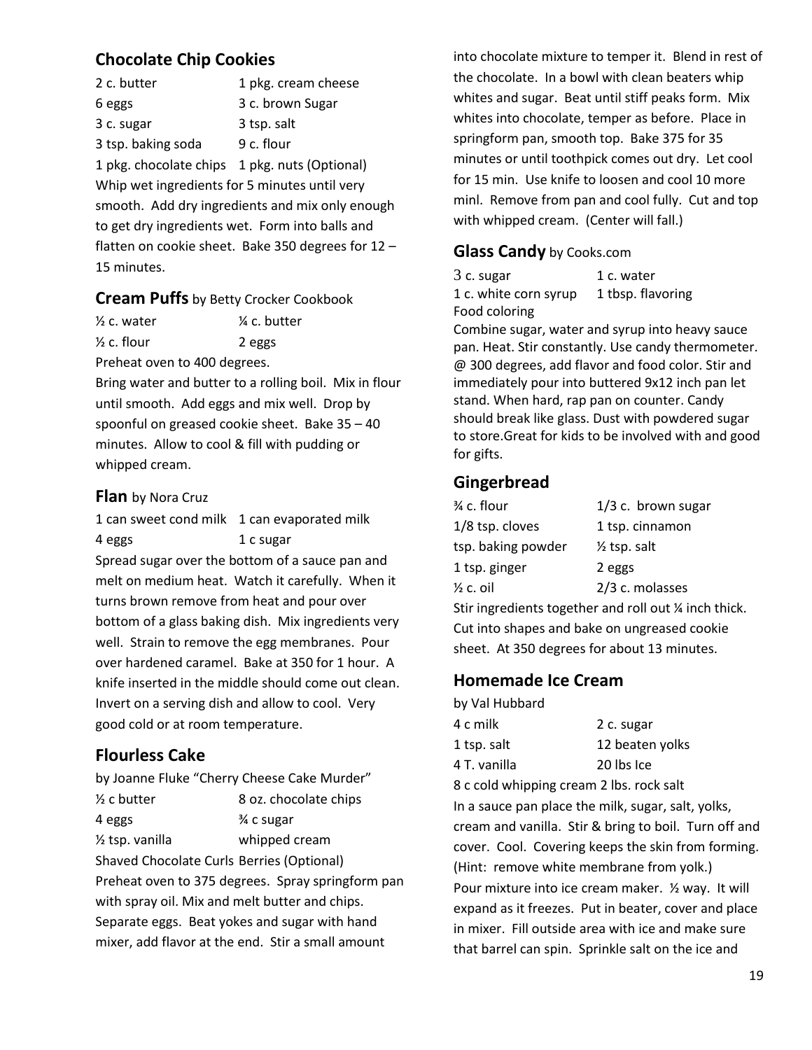## Chocolate Chip Cookies

| | |
|---|---|
| 2 c. butter | 1 pkg. cream cheese |
| 6 eggs | 3 c. brown Sugar |
| 3 c. sugar | 3 tsp. salt |
| 3 tsp. baking soda | 9 c. flour |
| 1 pkg. chocolate chips | 1 pkg. nuts (Optional) |

Whip wet ingredients for 5 minutes until very smooth. Add dry ingredients and mix only enough to get dry ingredients wet. Form into balls and flatten on cookie sheet. Bake 350 degrees for 12 – 15 minutes.

## Cream Puffs by Betty Crocker Cookbook

| | |
|---|---|
| ½ c. water | ¼ c. butter |
| ½ c. flour | 2 eggs |

Preheat oven to 400 degrees.

Bring water and butter to a rolling boil. Mix in flour until smooth. Add eggs and mix well. Drop by spoonful on greased cookie sheet. Bake 35 – 40 minutes. Allow to cool & fill with pudding or whipped cream.

## Flan by Nora Cruz

| | |
|---|---|
| 1 can sweet cond milk | 1 can evaporated milk |
| 4 eggs | 1 c sugar |

Spread sugar over the bottom of a sauce pan and melt on medium heat. Watch it carefully. When it turns brown remove from heat and pour over bottom of a glass baking dish. Mix ingredients very well. Strain to remove the egg membranes. Pour over hardened caramel. Bake at 350 for 1 hour. A knife inserted in the middle should come out clean. Invert on a serving dish and allow to cool. Very good cold or at room temperature.

## Flourless Cake

by Joanne Fluke "Cherry Cheese Cake Murder"

| | |
|---|---|
| ½ c butter | 8 oz. chocolate chips |
| 4 eggs | ¾ c sugar |
| ½ tsp. vanilla | whipped cream |
| Shaved Chocolate Curls | Berries (Optional) |

Preheat oven to 375 degrees. Spray springform pan with spray oil. Mix and melt butter and chips. Separate eggs. Beat yokes and sugar with hand mixer, add flavor at the end. Stir a small amount into chocolate mixture to temper it. Blend in rest of the chocolate. In a bowl with clean beaters whip whites and sugar. Beat until stiff peaks form. Mix whites into chocolate, temper as before. Place in springform pan, smooth top. Bake 375 for 35 minutes or until toothpick comes out dry. Let cool for 15 min. Use knife to loosen and cool 10 more minl. Remove from pan and cool fully. Cut and top with whipped cream. (Center will fall.)

## Glass Candy by Cooks.com

| | |
|---|---|
| 3 c. sugar | 1 c. water |
| 1 c. white corn syrup | 1 tbsp. flavoring |
| Food coloring | |

Combine sugar, water and syrup into heavy sauce pan. Heat. Stir constantly. Use candy thermometer. @ 300 degrees, add flavor and food color. Stir and immediately pour into buttered 9x12 inch pan let stand. When hard, rap pan on counter. Candy should break like glass. Dust with powdered sugar to store.Great for kids to be involved with and good for gifts.

## Gingerbread

| | |
|---|---|
| ¾ c. flour | 1/3 c. brown sugar |
| 1/8 tsp. cloves | 1 tsp. cinnamon |
| tsp. baking powder | ½ tsp. salt |
| 1 tsp. ginger | 2 eggs |
| ½ c. oil | 2/3 c. molasses |

Stir ingredients together and roll out ¼ inch thick. Cut into shapes and bake on ungreased cookie sheet. At 350 degrees for about 13 minutes.

## Homemade Ice Cream

by Val Hubbard

| | |
|---|---|
| 4 c milk | 2 c. sugar |
| 1 tsp. salt | 12 beaten yolks |
| 4 T. vanilla | 20 lbs Ice |
| 8 c cold whipping cream | 2 lbs. rock salt |

In a sauce pan place the milk, sugar, salt, yolks, cream and vanilla. Stir & bring to boil. Turn off and cover. Cool. Covering keeps the skin from forming. (Hint: remove white membrane from yolk.)

Pour mixture into ice cream maker. ½ way. It will expand as it freezes. Put in beater, cover and place in mixer. Fill outside area with ice and make sure that barrel can spin. Sprinkle salt on the ice and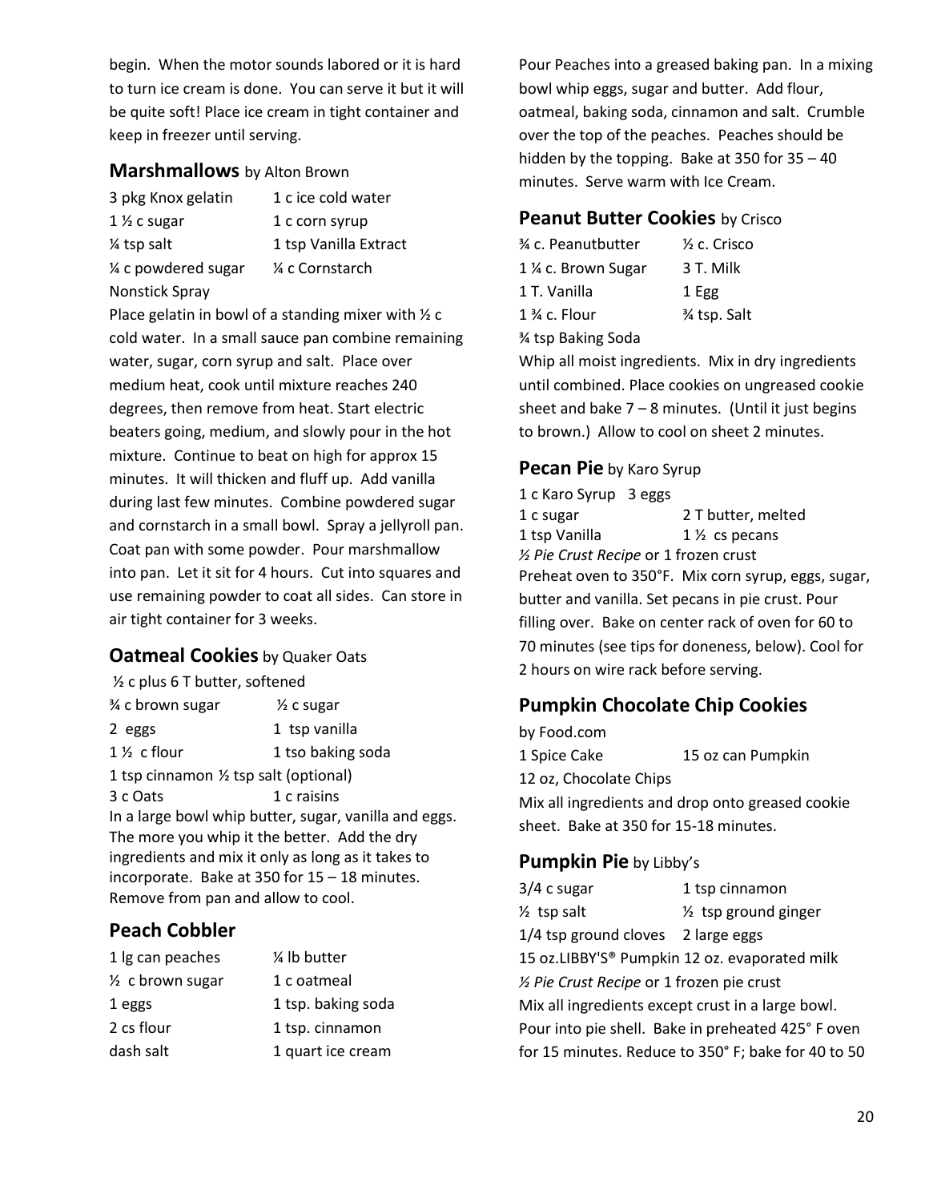begin. When the motor sounds labored or it is hard to turn ice cream is done. You can serve it but it will be quite soft! Place ice cream in tight container and keep in freezer until serving.

### Marshmallows by Alton Brown

| | |
|---|---|
| 3 pkg Knox gelatin | 1 c ice cold water |
| 1 ½ c sugar | 1 c corn syrup |
| ¼ tsp salt | 1 tsp Vanilla Extract |
| ¼ c powdered sugar | ¼ c Cornstarch |
| Nonstick Spray | |

Place gelatin in bowl of a standing mixer with ½ c cold water. In a small sauce pan combine remaining water, sugar, corn syrup and salt. Place over medium heat, cook until mixture reaches 240 degrees, then remove from heat. Start electric beaters going, medium, and slowly pour in the hot mixture. Continue to beat on high for approx 15 minutes. It will thicken and fluff up. Add vanilla during last few minutes. Combine powdered sugar and cornstarch in a small bowl. Spray a jellyroll pan. Coat pan with some powder. Pour marshmallow into pan. Let it sit for 4 hours. Cut into squares and use remaining powder to coat all sides. Can store in air tight container for 3 weeks.

### Oatmeal Cookies by Quaker Oats

½ c plus 6 T butter, softened

| | |
|---|---|
| ¾ c brown sugar | ½ c sugar |
| 2 eggs | 1 tsp vanilla |
| 1 ½ c flour | 1 tso baking soda |

1 tsp cinnamon ½ tsp salt (optional)

| | |
|---|---|
| 3 c Oats | 1 c raisins |

In a large bowl whip butter, sugar, vanilla and eggs. The more you whip it the better. Add the dry ingredients and mix it only as long as it takes to incorporate. Bake at 350 for 15 – 18 minutes. Remove from pan and allow to cool.

### Peach Cobbler

| | |
|---|---|
| 1 lg can peaches | ¼ lb butter |
| ½ c brown sugar | 1 c oatmeal |
| 1 eggs | 1 tsp. baking soda |
| 2 cs flour | 1 tsp. cinnamon |
| dash salt | 1 quart ice cream |

Pour Peaches into a greased baking pan. In a mixing bowl whip eggs, sugar and butter. Add flour, oatmeal, baking soda, cinnamon and salt. Crumble over the top of the peaches. Peaches should be hidden by the topping. Bake at 350 for 35 – 40 minutes. Serve warm with Ice Cream.

### Peanut Butter Cookies by Crisco

| | |
|---|---|
| ¾ c. Peanutbutter | ½ c. Crisco |
| 1 ¼ c. Brown Sugar | 3 T. Milk |
| 1 T. Vanilla | 1 Egg |
| 1 ¾ c. Flour | ¾ tsp. Salt |
| ¾ tsp Baking Soda | |

Whip all moist ingredients. Mix in dry ingredients until combined. Place cookies on ungreased cookie sheet and bake 7 – 8 minutes. (Until it just begins to brown.) Allow to cool on sheet 2 minutes.

### Pecan Pie by Karo Syrup

1 c Karo Syrup 3 eggs

| | |
|---|---|
| 1 c sugar | 2 T butter, melted |
| 1 tsp Vanilla | 1 ½ cs pecans |

*½ Pie Crust Recipe* or 1 frozen crust

Preheat oven to 350°F. Mix corn syrup, eggs, sugar, butter and vanilla. Set pecans in pie crust. Pour filling over. Bake on center rack of oven for 60 to 70 minutes (see tips for doneness, below). Cool for 2 hours on wire rack before serving.

### Pumpkin Chocolate Chip Cookies

by Food.com

| | |
|---|---|
| 1 Spice Cake | 15 oz can Pumpkin |
| 12 oz, Chocolate Chips | |

Mix all ingredients and drop onto greased cookie sheet. Bake at 350 for 15-18 minutes.

### Pumpkin Pie by Libby's

| | |
|---|---|
| 3/4 c sugar | 1 tsp cinnamon |
| ½ tsp salt | ½ tsp ground ginger |
| 1/4 tsp ground cloves | 2 large eggs |

15 oz.LIBBY'S® Pumpkin 12 oz. evaporated milk

*½ Pie Crust Recipe* or 1 frozen pie crust

Mix all ingredients except crust in a large bowl. Pour into pie shell. Bake in preheated 425° F oven for 15 minutes. Reduce to 350˚ F; bake for 40 to 50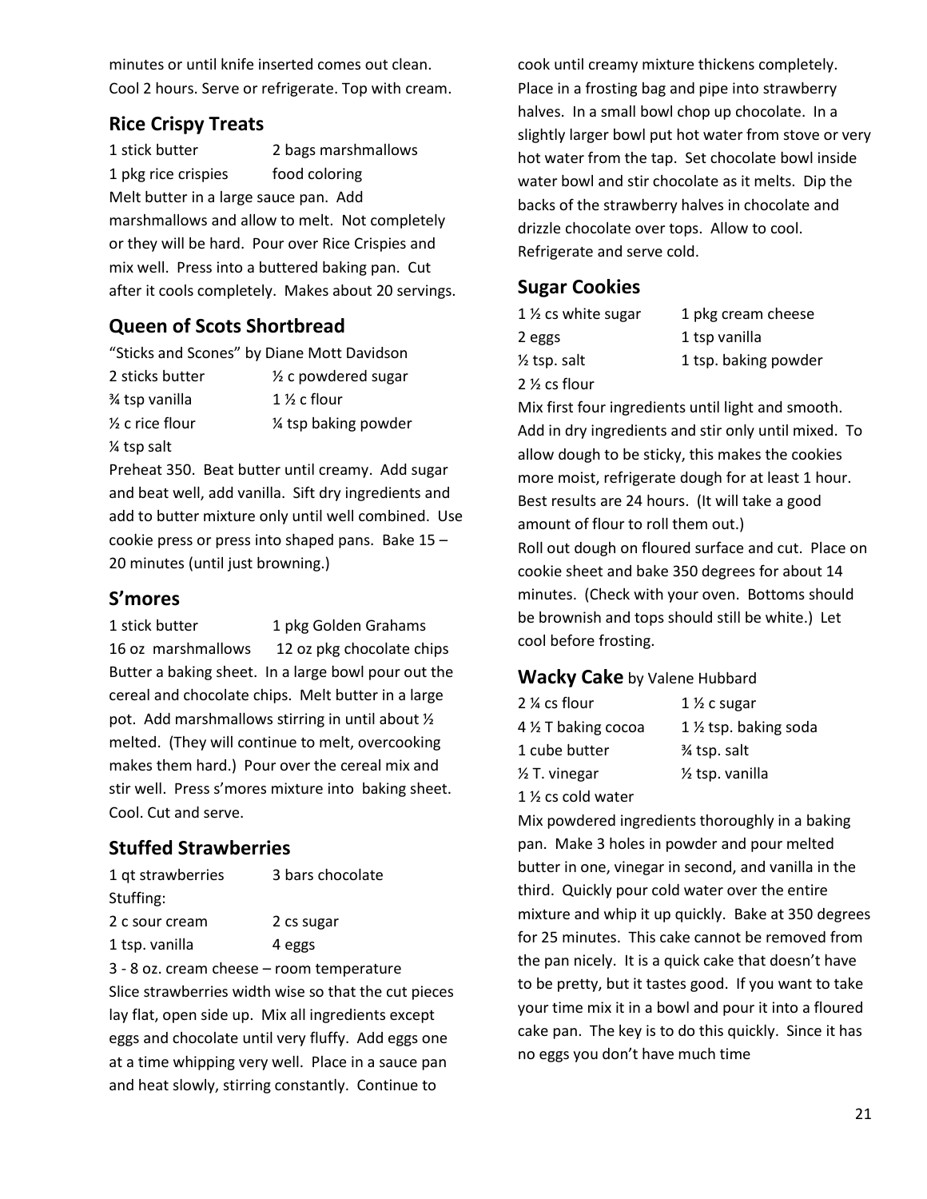minutes or until knife inserted comes out clean. Cool 2 hours. Serve or refrigerate. Top with cream.

## Rice Crispy Treats

| | |
|---|---|
| 1 stick butter | 2 bags marshmallows |
| 1 pkg rice crispies | food coloring |

Melt butter in a large sauce pan. Add marshmallows and allow to melt. Not completely or they will be hard. Pour over Rice Crispies and mix well. Press into a buttered baking pan. Cut after it cools completely. Makes about 20 servings.

## Queen of Scots Shortbread

"Sticks and Scones" by Diane Mott Davidson

| | |
|---|---|
| 2 sticks butter | ½ c powdered sugar |
| ¾ tsp vanilla | 1 ½ c flour |
| ½ c rice flour | ¼ tsp baking powder |
| ¼ tsp salt | |

Preheat 350. Beat butter until creamy. Add sugar and beat well, add vanilla. Sift dry ingredients and add to butter mixture only until well combined. Use cookie press or press into shaped pans. Bake 15 – 20 minutes (until just browning.)

## S'mores

| | |
|---|---|
| 1 stick butter | 1 pkg Golden Grahams |
| 16 oz marshmallows | 12 oz pkg chocolate chips |

Butter a baking sheet. In a large bowl pour out the cereal and chocolate chips. Melt butter in a large pot. Add marshmallows stirring in until about ½ melted. (They will continue to melt, overcooking makes them hard.) Pour over the cereal mix and stir well. Press s'mores mixture into baking sheet. Cool. Cut and serve.

## Stuffed Strawberries

| | |
|---|---|
| 1 qt strawberries | 3 bars chocolate |
| Stuffing: | |
| 2 c sour cream | 2 cs sugar |
| 1 tsp. vanilla | 4 eggs |

3 - 8 oz. cream cheese – room temperature

Slice strawberries width wise so that the cut pieces lay flat, open side up. Mix all ingredients except eggs and chocolate until very fluffy. Add eggs one at a time whipping very well. Place in a sauce pan and heat slowly, stirring constantly. Continue to cook until creamy mixture thickens completely. Place in a frosting bag and pipe into strawberry halves. In a small bowl chop up chocolate. In a slightly larger bowl put hot water from stove or very hot water from the tap. Set chocolate bowl inside water bowl and stir chocolate as it melts. Dip the backs of the strawberry halves in chocolate and drizzle chocolate over tops. Allow to cool. Refrigerate and serve cold.

## Sugar Cookies

| | |
|---|---|
| 1 ½ cs white sugar | 1 pkg cream cheese |
| 2 eggs | 1 tsp vanilla |
| ½ tsp. salt | 1 tsp. baking powder |
| 2 ½ cs flour | |

Mix first four ingredients until light and smooth. Add in dry ingredients and stir only until mixed. To allow dough to be sticky, this makes the cookies more moist, refrigerate dough for at least 1 hour. Best results are 24 hours. (It will take a good amount of flour to roll them out.)

Roll out dough on floured surface and cut. Place on cookie sheet and bake 350 degrees for about 14 minutes. (Check with your oven. Bottoms should be brownish and tops should still be white.) Let cool before frosting.

## Wacky Cake by Valene Hubbard

| | |
|---|---|
| 2 ¼ cs flour | 1 ½ c sugar |
| 4 ½ T baking cocoa | 1 ½ tsp. baking soda |
| 1 cube butter | ¾ tsp. salt |
| ½ T. vinegar | ½ tsp. vanilla |
| 1 ½ cs cold water | |

Mix powdered ingredients thoroughly in a baking pan. Make 3 holes in powder and pour melted butter in one, vinegar in second, and vanilla in the third. Quickly pour cold water over the entire mixture and whip it up quickly. Bake at 350 degrees for 25 minutes. This cake cannot be removed from the pan nicely. It is a quick cake that doesn't have to be pretty, but it tastes good. If you want to take your time mix it in a bowl and pour it into a floured cake pan. The key is to do this quickly. Since it has no eggs you don't have much time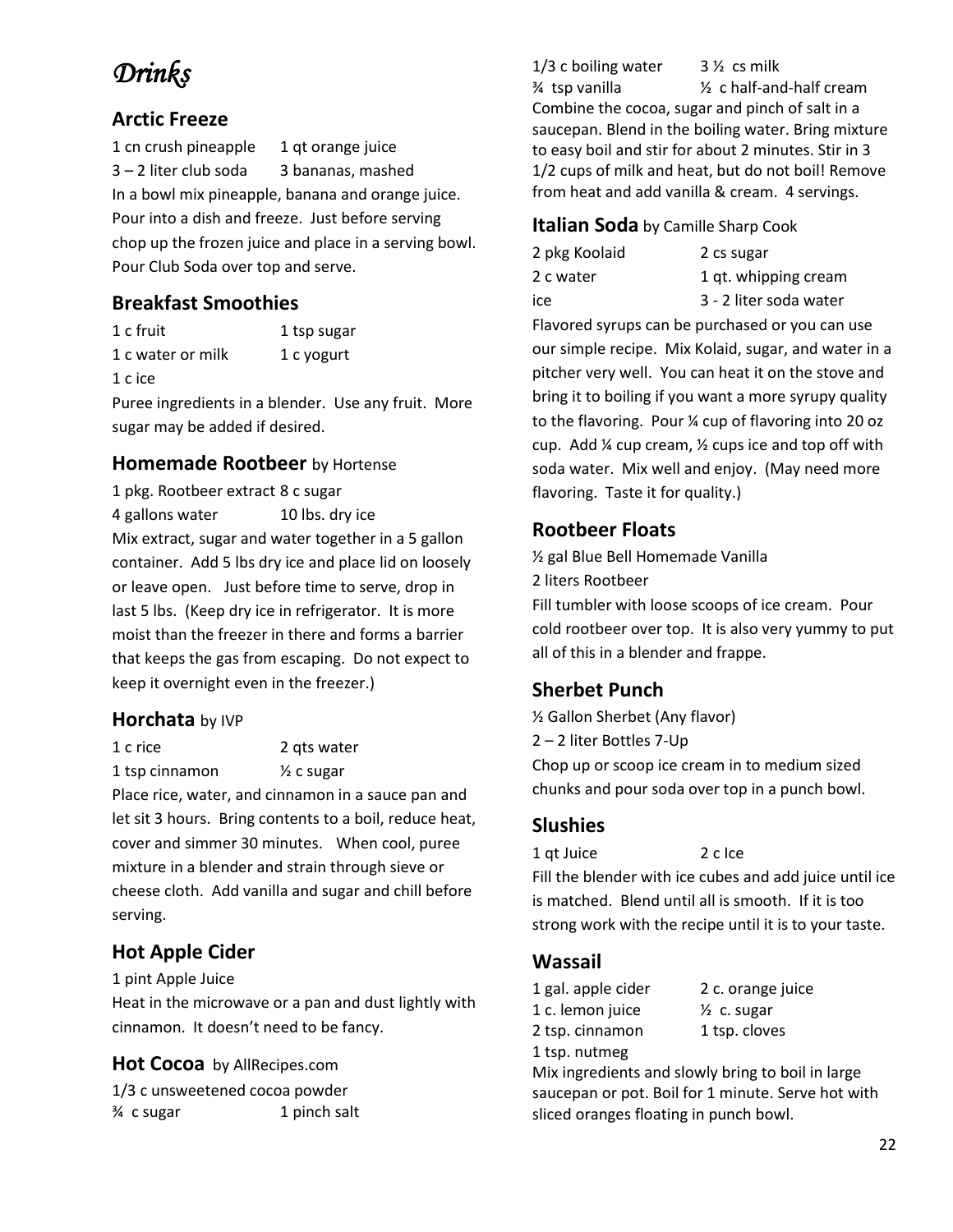# *Drinks*

## Arctic Freeze

1 cn crush pineapple 1 qt orange juice
3 – 2 liter club soda 3 bananas, mashed

In a bowl mix pineapple, banana and orange juice. Pour into a dish and freeze. Just before serving chop up the frozen juice and place in a serving bowl. Pour Club Soda over top and serve.

## Breakfast Smoothies

1 c fruit 1 tsp sugar
1 c water or milk 1 c yogurt
1 c ice

Puree ingredients in a blender. Use any fruit. More sugar may be added if desired.

## Homemade Rootbeer by Hortense

1 pkg. Rootbeer extract 8 c sugar
4 gallons water 10 lbs. dry ice

Mix extract, sugar and water together in a 5 gallon container. Add 5 lbs dry ice and place lid on loosely or leave open. Just before time to serve, drop in last 5 lbs. (Keep dry ice in refrigerator. It is more moist than the freezer in there and forms a barrier that keeps the gas from escaping. Do not expect to keep it overnight even in the freezer.)

## Horchata by IVP

1 c rice 2 qts water
1 tsp cinnamon ½ c sugar

Place rice, water, and cinnamon in a sauce pan and let sit 3 hours. Bring contents to a boil, reduce heat, cover and simmer 30 minutes. When cool, puree mixture in a blender and strain through sieve or cheese cloth. Add vanilla and sugar and chill before serving.

## Hot Apple Cider

1 pint Apple Juice

Heat in the microwave or a pan and dust lightly with cinnamon. It doesn't need to be fancy.

## Hot Cocoa by AllRecipes.com

1/3 c unsweetened cocoa powder
¾ c sugar 1 pinch salt
1/3 c boiling water 3 ½ cs milk
¾ tsp vanilla ½ c half-and-half cream

Combine the cocoa, sugar and pinch of salt in a saucepan. Blend in the boiling water. Bring mixture to easy boil and stir for about 2 minutes. Stir in 3 1/2 cups of milk and heat, but do not boil! Remove from heat and add vanilla & cream. 4 servings.

## Italian Soda by Camille Sharp Cook

2 pkg Koolaid 2 cs sugar
2 c water 1 qt. whipping cream
ice 3 - 2 liter soda water

Flavored syrups can be purchased or you can use our simple recipe. Mix Kolaid, sugar, and water in a pitcher very well. You can heat it on the stove and bring it to boiling if you want a more syrupy quality to the flavoring. Pour ¼ cup of flavoring into 20 oz cup. Add ¼ cup cream, ½ cups ice and top off with soda water. Mix well and enjoy. (May need more flavoring. Taste it for quality.)

## Rootbeer Floats

½ gal Blue Bell Homemade Vanilla
2 liters Rootbeer

Fill tumbler with loose scoops of ice cream. Pour cold rootbeer over top. It is also very yummy to put all of this in a blender and frappe.

## Sherbet Punch

½ Gallon Sherbet (Any flavor)
2 – 2 liter Bottles 7-Up

Chop up or scoop ice cream in to medium sized chunks and pour soda over top in a punch bowl.

## Slushies

1 qt Juice 2 c Ice

Fill the blender with ice cubes and add juice until ice is matched. Blend until all is smooth. If it is too strong work with the recipe until it is to your taste.

## Wassail

1 gal. apple cider 2 c. orange juice
1 c. lemon juice ½ c. sugar
2 tsp. cinnamon 1 tsp. cloves
1 tsp. nutmeg

Mix ingredients and slowly bring to boil in large saucepan or pot. Boil for 1 minute. Serve hot with sliced oranges floating in punch bowl.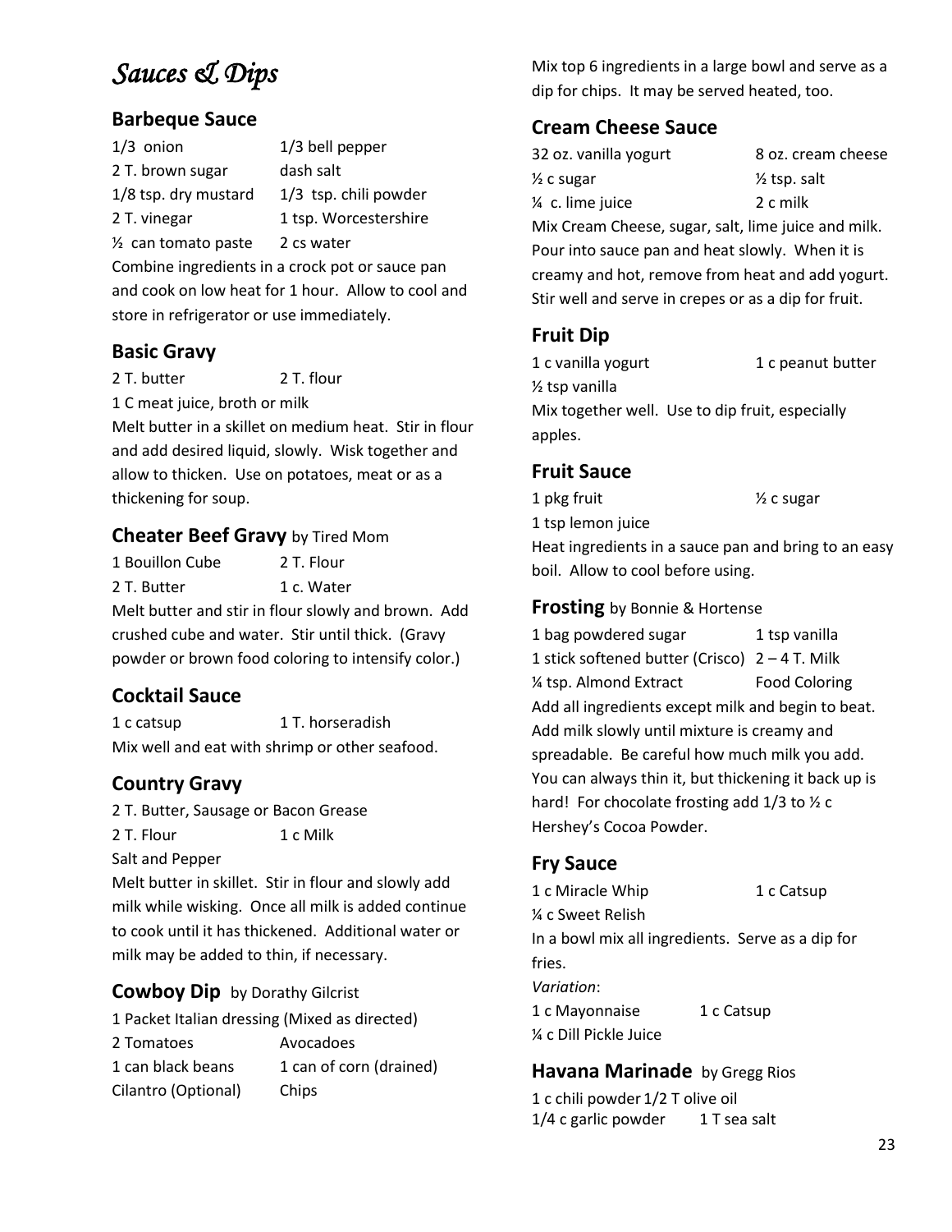# *Sauces & Dips*

## Barbeque Sauce

1/3 onion  
1/3 bell pepper  
2 T. brown sugar  
dash salt  
1/8 tsp. dry mustard  
1/3 tsp. chili powder  
2 T. vinegar  
1 tsp. Worcestershire  
½ can tomato paste  
2 cs water

Combine ingredients in a crock pot or sauce pan and cook on low heat for 1 hour. Allow to cool and store in refrigerator or use immediately.

## Basic Gravy

2 T. butter  
2 T. flour  
1 C meat juice, broth or milk

Melt butter in a skillet on medium heat. Stir in flour and add desired liquid, slowly. Wisk together and allow to thicken. Use on potatoes, meat or as a thickening for soup.

## Cheater Beef Gravy by Tired Mom

1 Bouillon Cube  
2 T. Flour  
2 T. Butter  
1 c. Water

Melt butter and stir in flour slowly and brown. Add crushed cube and water. Stir until thick. (Gravy powder or brown food coloring to intensify color.)

## Cocktail Sauce

1 c catsup  
1 T. horseradish

Mix well and eat with shrimp or other seafood.

## Country Gravy

2 T. Butter, Sausage or Bacon Grease  
2 T. Flour  
1 c Milk  
Salt and Pepper

Melt butter in skillet. Stir in flour and slowly add milk while wisking. Once all milk is added continue to cook until it has thickened. Additional water or milk may be added to thin, if necessary.

## Cowboy Dip by Dorathy Gilcrist

1 Packet Italian dressing (Mixed as directed)  
2 Tomatoes  
Avocadoes  
1 can black beans  
1 can of corn (drained)  
Cilantro (Optional)  
Chips

Mix top 6 ingredients in a large bowl and serve as a dip for chips. It may be served heated, too.

## Cream Cheese Sauce

32 oz. vanilla yogurt  
8 oz. cream cheese  
½ c sugar  
½ tsp. salt  
¼ c. lime juice  
2 c milk

Mix Cream Cheese, sugar, salt, lime juice and milk. Pour into sauce pan and heat slowly. When it is creamy and hot, remove from heat and add yogurt. Stir well and serve in crepes or as a dip for fruit.

## Fruit Dip

1 c vanilla yogurt  
1 c peanut butter  
½ tsp vanilla

Mix together well. Use to dip fruit, especially apples.

## Fruit Sauce

1 pkg fruit  
½ c sugar  
1 tsp lemon juice

Heat ingredients in a sauce pan and bring to an easy boil. Allow to cool before using.

## Frosting by Bonnie & Hortense

1 bag powdered sugar  
1 tsp vanilla  
1 stick softened butter (Crisco)  
2 – 4 T. Milk  
¼ tsp. Almond Extract  
Food Coloring

Add all ingredients except milk and begin to beat. Add milk slowly until mixture is creamy and spreadable. Be careful how much milk you add. You can always thin it, but thickening it back up is hard! For chocolate frosting add 1/3 to ½ c Hershey's Cocoa Powder.

## Fry Sauce

1 c Miracle Whip  
1 c Catsup  
¼ c Sweet Relish

In a bowl mix all ingredients. Serve as a dip for fries.

*Variation*:

1 c Mayonnaise  
1 c Catsup  
¼ c Dill Pickle Juice

## Havana Marinade by Gregg Rios

1 c chili powder  
1/2 T olive oil  
1/4 c garlic powder  
1 T sea salt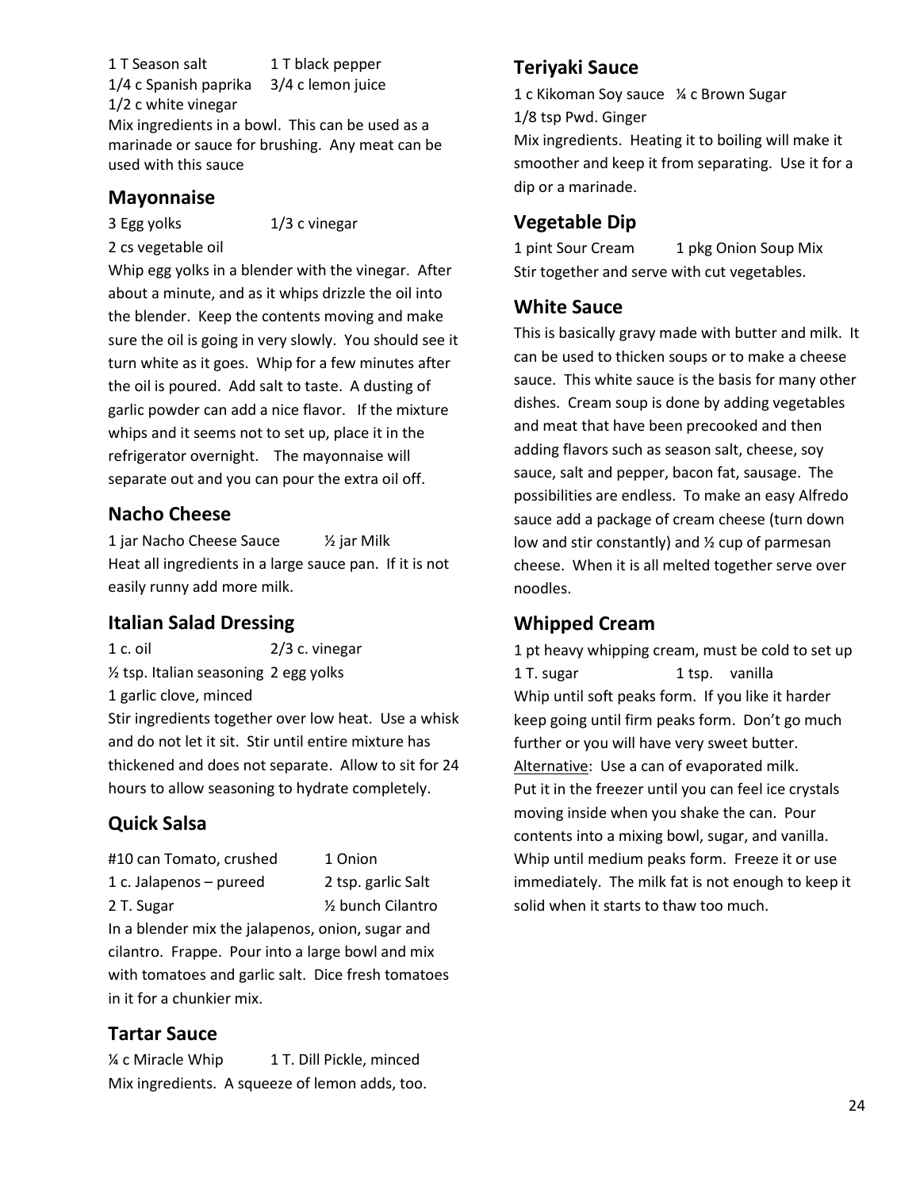1 T Season salt　　1 T black pepper
1/4 c Spanish paprika　　3/4 c lemon juice
1/2 c white vinegar

Mix ingredients in a bowl. This can be used as a marinade or sauce for brushing. Any meat can be used with this sauce

## Mayonnaise

3 Egg yolks　　1/3 c vinegar
2 cs vegetable oil

Whip egg yolks in a blender with the vinegar. After about a minute, and as it whips drizzle the oil into the blender. Keep the contents moving and make sure the oil is going in very slowly. You should see it turn white as it goes. Whip for a few minutes after the oil is poured. Add salt to taste. A dusting of garlic powder can add a nice flavor. If the mixture whips and it seems not to set up, place it in the refrigerator overnight. The mayonnaise will separate out and you can pour the extra oil off.

## Nacho Cheese

1 jar Nacho Cheese Sauce　　½ jar Milk

Heat all ingredients in a large sauce pan. If it is not easily runny add more milk.

## Italian Salad Dressing

1 c. oil　　2/3 c. vinegar
½ tsp. Italian seasoning　2 egg yolks
1 garlic clove, minced

Stir ingredients together over low heat. Use a whisk and do not let it sit. Stir until entire mixture has thickened and does not separate. Allow to sit for 24 hours to allow seasoning to hydrate completely.

## Quick Salsa

#10 can Tomato, crushed　　1 Onion
1 c. Jalapenos – pureed　　2 tsp. garlic Salt
2 T. Sugar　　½ bunch Cilantro

In a blender mix the jalapenos, onion, sugar and cilantro. Frappe. Pour into a large bowl and mix with tomatoes and garlic salt. Dice fresh tomatoes in it for a chunkier mix.

## Tartar Sauce

¼ c Miracle Whip　　1 T. Dill Pickle, minced

Mix ingredients. A squeeze of lemon adds, too.

## Teriyaki Sauce

1 c Kikoman Soy sauce　¼ c Brown Sugar
1/8 tsp Pwd. Ginger

Mix ingredients. Heating it to boiling will make it smoother and keep it from separating. Use it for a dip or a marinade.

## Vegetable Dip

1 pint Sour Cream　　1 pkg Onion Soup Mix

Stir together and serve with cut vegetables.

## White Sauce

This is basically gravy made with butter and milk. It can be used to thicken soups or to make a cheese sauce. This white sauce is the basis for many other dishes. Cream soup is done by adding vegetables and meat that have been precooked and then adding flavors such as season salt, cheese, soy sauce, salt and pepper, bacon fat, sausage. The possibilities are endless. To make an easy Alfredo sauce add a package of cream cheese (turn down low and stir constantly) and ½ cup of parmesan cheese. When it is all melted together serve over noodles.

## Whipped Cream

1 pt heavy whipping cream, must be cold to set up
1 T. sugar　　1 tsp. vanilla

Whip until soft peaks form. If you like it harder keep going until firm peaks form. Don't go much further or you will have very sweet butter.

Alternative: Use a can of evaporated milk. Put it in the freezer until you can feel ice crystals moving inside when you shake the can. Pour contents into a mixing bowl, sugar, and vanilla. Whip until medium peaks form. Freeze it or use immediately. The milk fat is not enough to keep it solid when it starts to thaw too much.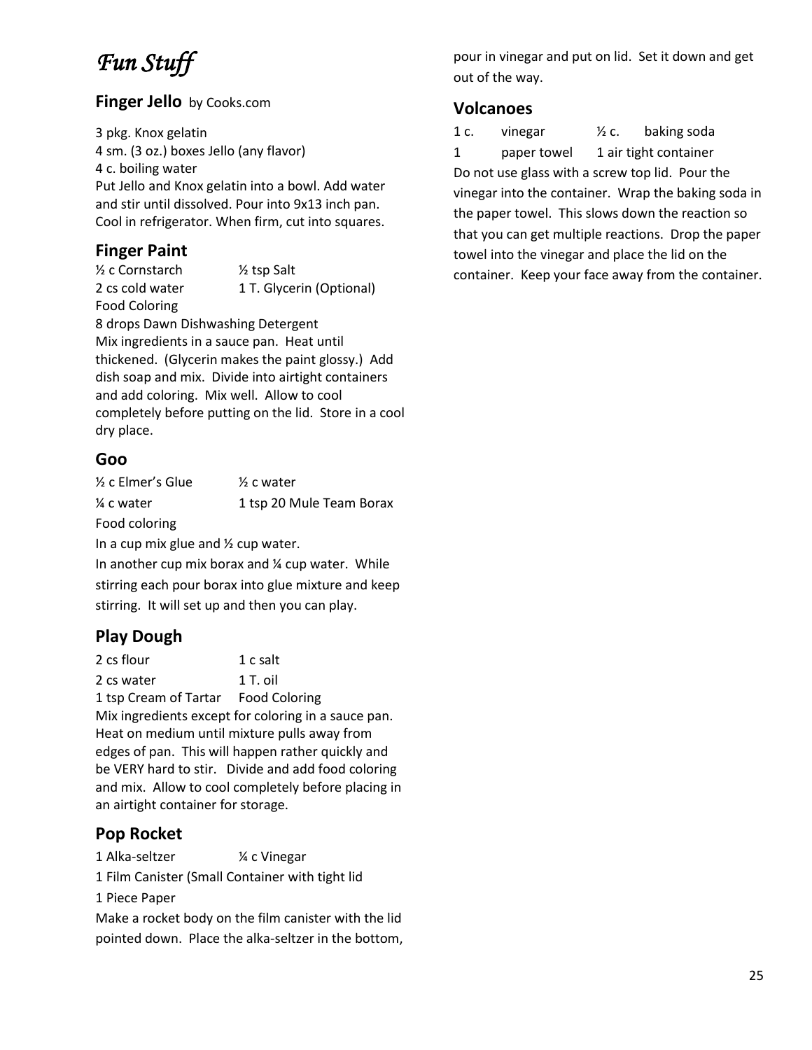# *Fun Stuff*

## Finger Jello by Cooks.com

3 pkg. Knox gelatin
4 sm. (3 oz.) boxes Jello (any flavor)
4 c. boiling water
Put Jello and Knox gelatin into a bowl. Add water and stir until dissolved. Pour into 9x13 inch pan. Cool in refrigerator. When firm, cut into squares.

## Finger Paint

½ c Cornstarch ½ tsp Salt
2 cs cold water 1 T. Glycerin (Optional)
Food Coloring
8 drops Dawn Dishwashing Detergent
Mix ingredients in a sauce pan. Heat until thickened. (Glycerin makes the paint glossy.) Add dish soap and mix. Divide into airtight containers and add coloring. Mix well. Allow to cool completely before putting on the lid. Store in a cool dry place.

## Goo

½ c Elmer's Glue ½ c water
¼ c water 1 tsp 20 Mule Team Borax
Food coloring
In a cup mix glue and ½ cup water.
In another cup mix borax and ¼ cup water. While stirring each pour borax into glue mixture and keep stirring. It will set up and then you can play.

## Play Dough

2 cs flour 1 c salt
2 cs water 1 T. oil
1 tsp Cream of Tartar Food Coloring
Mix ingredients except for coloring in a sauce pan. Heat on medium until mixture pulls away from edges of pan. This will happen rather quickly and be VERY hard to stir. Divide and add food coloring and mix. Allow to cool completely before placing in an airtight container for storage.

## Pop Rocket

1 Alka-seltzer ¼ c Vinegar
1 Film Canister (Small Container with tight lid
1 Piece Paper
Make a rocket body on the film canister with the lid pointed down. Place the alka-seltzer in the bottom, pour in vinegar and put on lid. Set it down and get out of the way.

## Volcanoes

1 c. vinegar ½ c. baking soda
1 paper towel 1 air tight container
Do not use glass with a screw top lid. Pour the vinegar into the container. Wrap the baking soda in the paper towel. This slows down the reaction so that you can get multiple reactions. Drop the paper towel into the vinegar and place the lid on the container. Keep your face away from the container.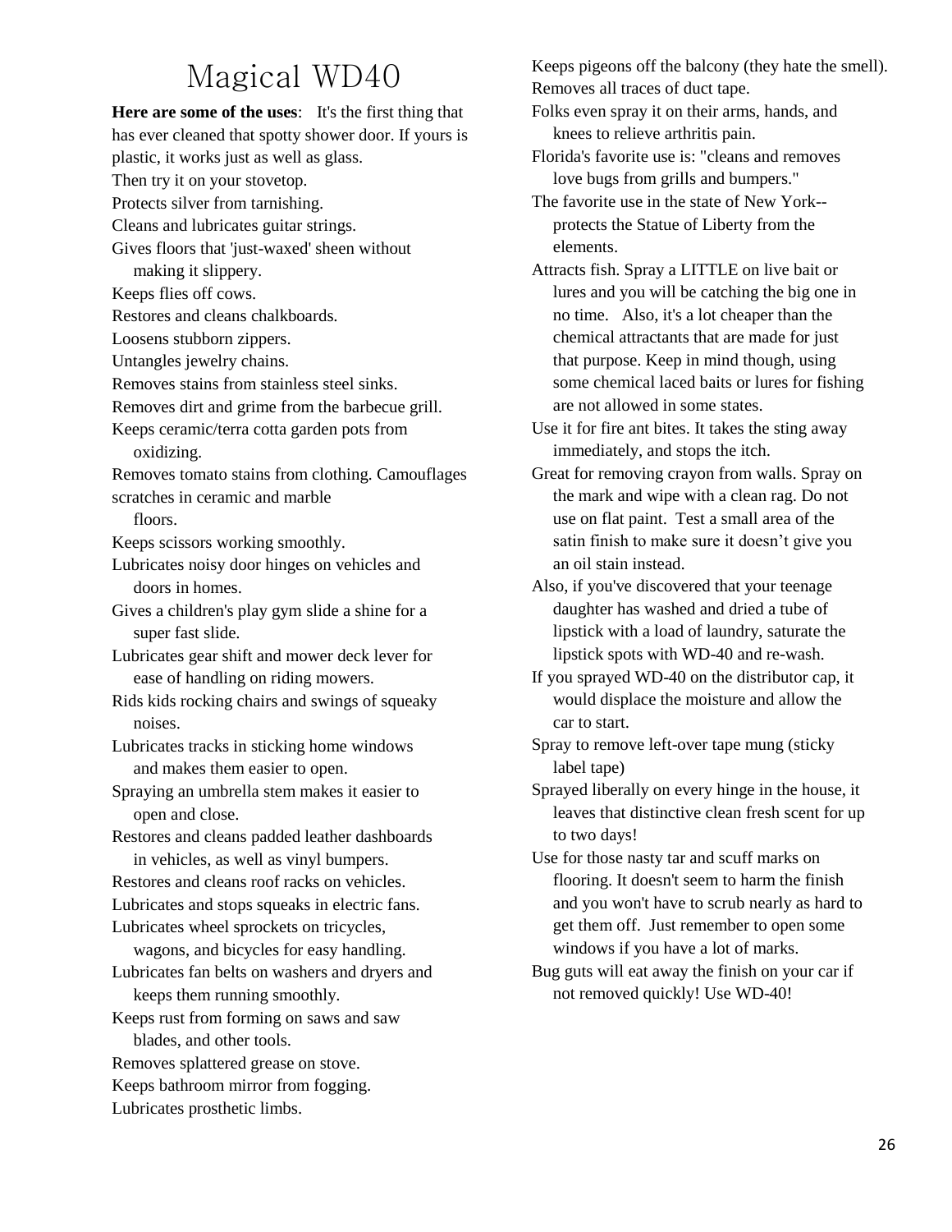# Magical WD40

**Here are some of the uses**: It's the first thing that has ever cleaned that spotty shower door. If yours is plastic, it works just as well as glass.

Then try it on your stovetop.

Protects silver from tarnishing.

Cleans and lubricates guitar strings.

Gives floors that 'just-waxed' sheen without making it slippery.

Keeps flies off cows.

Restores and cleans chalkboards.

Loosens stubborn zippers.

Untangles jewelry chains.

Removes stains from stainless steel sinks.

Removes dirt and grime from the barbecue grill.

Keeps ceramic/terra cotta garden pots from oxidizing.

Removes tomato stains from clothing. Camouflages scratches in ceramic and marble floors.

Keeps scissors working smoothly.

Lubricates noisy door hinges on vehicles and doors in homes.

Gives a children's play gym slide a shine for a super fast slide.

Lubricates gear shift and mower deck lever for ease of handling on riding mowers.

Rids kids rocking chairs and swings of squeaky noises.

Lubricates tracks in sticking home windows and makes them easier to open.

Spraying an umbrella stem makes it easier to open and close.

Restores and cleans padded leather dashboards in vehicles, as well as vinyl bumpers.

Restores and cleans roof racks on vehicles.

Lubricates and stops squeaks in electric fans.

Lubricates wheel sprockets on tricycles, wagons, and bicycles for easy handling.

Lubricates fan belts on washers and dryers and keeps them running smoothly.

Keeps rust from forming on saws and saw blades, and other tools.

Removes splattered grease on stove.

Keeps bathroom mirror from fogging.

Lubricates prosthetic limbs.

Keeps pigeons off the balcony (they hate the smell).

Removes all traces of duct tape.

Folks even spray it on their arms, hands, and knees to relieve arthritis pain.

Florida's favorite use is: "cleans and removes love bugs from grills and bumpers."

The favorite use in the state of New York--protects the Statue of Liberty from the elements.

Attracts fish. Spray a LITTLE on live bait or lures and you will be catching the big one in no time. Also, it's a lot cheaper than the chemical attractants that are made for just that purpose. Keep in mind though, using some chemical laced baits or lures for fishing are not allowed in some states.

Use it for fire ant bites. It takes the sting away immediately, and stops the itch.

Great for removing crayon from walls. Spray on the mark and wipe with a clean rag. Do not use on flat paint. Test a small area of the satin finish to make sure it doesn't give you an oil stain instead.

Also, if you've discovered that your teenage daughter has washed and dried a tube of lipstick with a load of laundry, saturate the lipstick spots with WD-40 and re-wash.

If you sprayed WD-40 on the distributor cap, it would displace the moisture and allow the car to start.

Spray to remove left-over tape mung (sticky label tape)

Sprayed liberally on every hinge in the house, it leaves that distinctive clean fresh scent for up to two days!

Use for those nasty tar and scuff marks on flooring. It doesn't seem to harm the finish and you won't have to scrub nearly as hard to get them off. Just remember to open some windows if you have a lot of marks.

Bug guts will eat away the finish on your car if not removed quickly! Use WD-40!